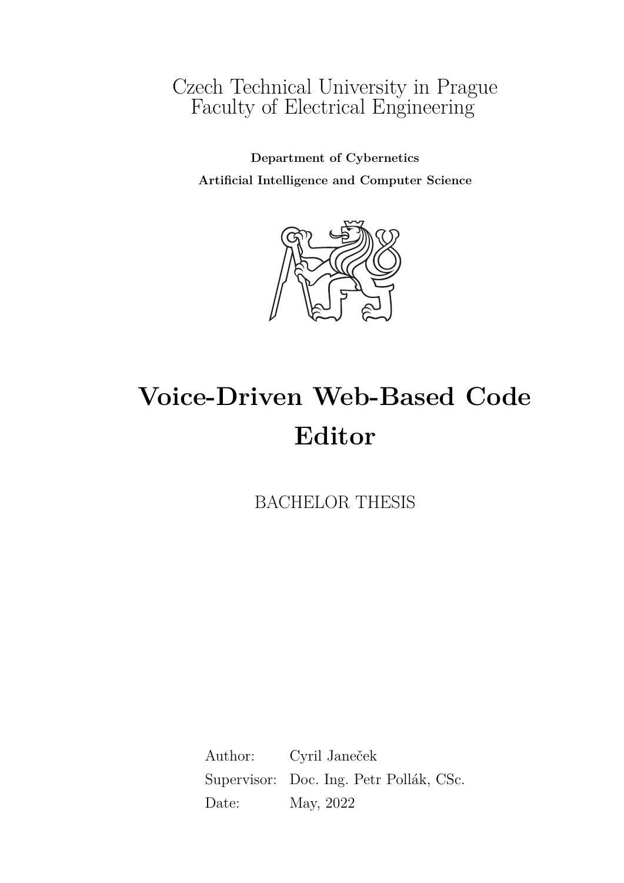Czech Technical University in Prague
Faculty of Electrical Engineering

**Department of Cybernetics**

**Artificial Intelligence and Computer Science**

# Voice-Driven Web-Based Code Editor

BACHELOR THESIS

Author: Cyril Janeček
Supervisor: Doc. Ing. Petr Pollák, CSc.
Date: May, 2022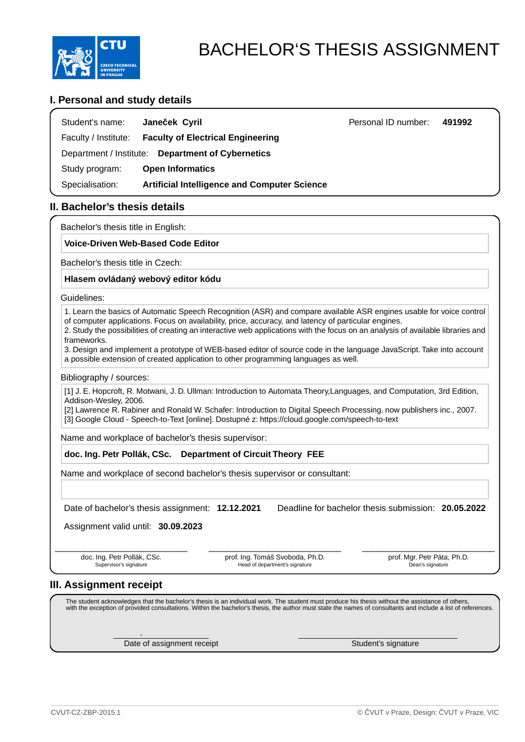# BACHELOR'S THESIS ASSIGNMENT

## I. Personal and study details

Student's name: **Janeček Cyril** Personal ID number: **491992**

Faculty / Institute: **Faculty of Electrical Engineering**

Department / Institute: **Department of Cybernetics**

Study program: **Open Informatics**

Specialisation: **Artificial Intelligence and Computer Science**

## II. Bachelor's thesis details

Bachelor's thesis title in English:

**Voice-Driven Web-Based Code Editor**

Bachelor's thesis title in Czech:

**Hlasem ovládaný webový editor kódu**

Guidelines:

1. Learn the basics of Automatic Speech Recognition (ASR) and compare available ASR engines usable for voice control of computer applications. Focus on availability, price, accuracy, and latency of particular engines.
2. Study the possibilities of creating an interactive web applications with the focus on an analysis of available libraries and frameworks.
3. Design and implement a prototype of WEB-based editor of source code in the language JavaScript. Take into account a possible extension of created application to other programming languages as well.

Bibliography / sources:

[1] J. E. Hopcroft, R. Motwani, J. D. Ullman: Introduction to Automata Theory,Languages, and Computation, 3rd Edition, Addison-Wesley, 2006.
[2] Lawrence R. Rabiner and Ronald W. Schafer: Introduction to Digital Speech Processing. now publishers inc., 2007.
[3] Google Cloud - Speech-to-Text [online]. Dostupné z: https://cloud.google.com/speech-to-text

Name and workplace of bachelor's thesis supervisor:

**doc. Ing. Petr Pollák, CSc. Department of Circuit Theory FEE**

Name and workplace of second bachelor's thesis supervisor or consultant:

Date of bachelor's thesis assignment: **12.12.2021** Deadline for bachelor thesis submission: **20.05.2022**

Assignment valid until: **30.09.2023**

| doc. Ing. Petr Pollák, CSc. | prof. Ing. Tomáš Svoboda, Ph.D. | prof. Mgr. Petr Páta, Ph.D. |
|---|---|---|
| Supervisor's signature | Head of department's signature | Dean's signature |

## III. Assignment receipt

The student acknowledges that the bachelor's thesis is an individual work. The student must produce his thesis without the assistance of others, with the exception of provided consultations. Within the bachelor's thesis, the author must state the names of consultants and include a list of references.

| . | |
|---|---|
| Date of assignment receipt | Student's signature |

CVUT-CZ-ZBP-2015.1 © ČVUT v Praze, Design: ČVUT v Praze, VIC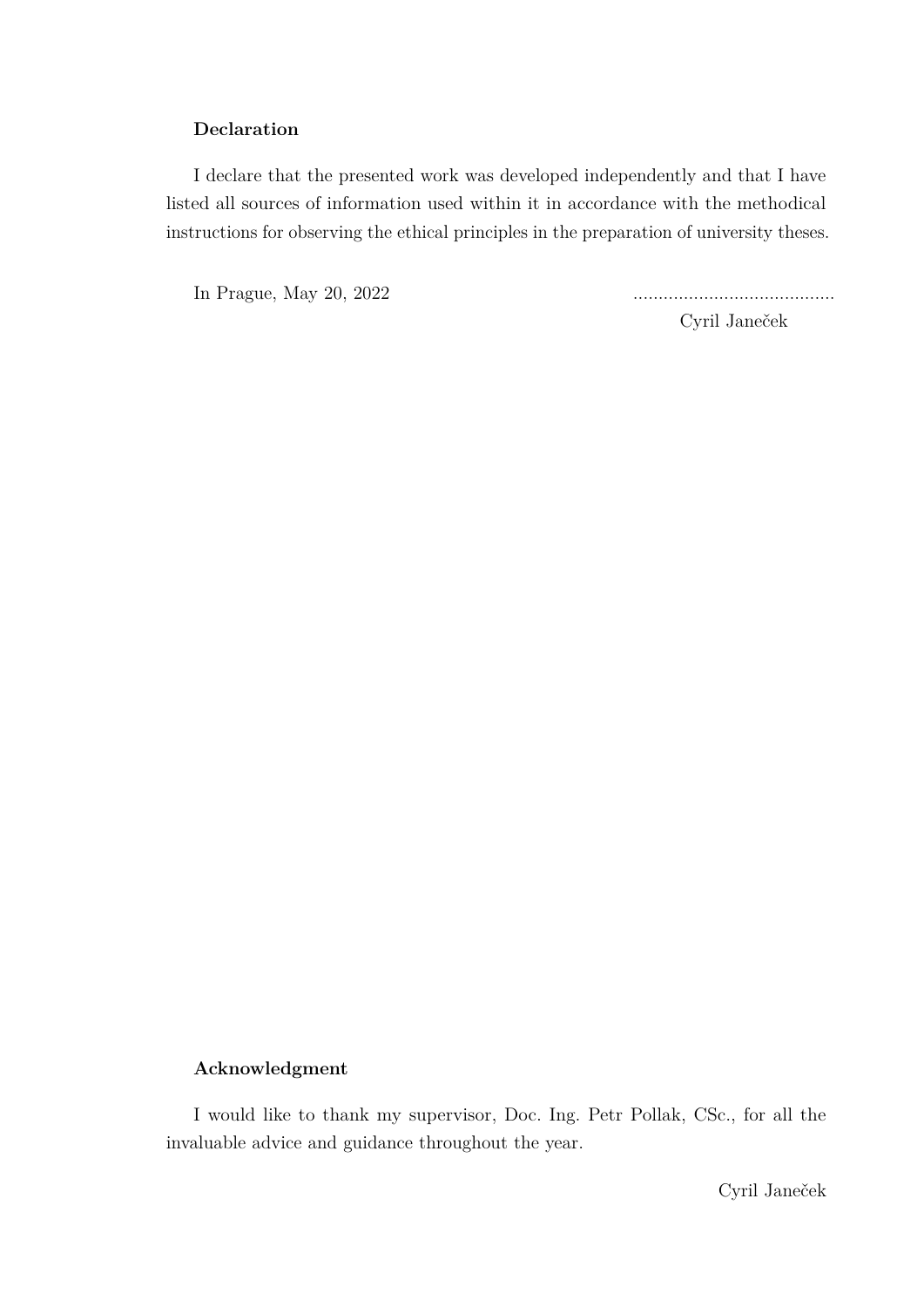**Declaration**

I declare that the presented work was developed independently and that I have listed all sources of information used within it in accordance with the methodical instructions for observing the ethical principles in the preparation of university theses.

In Prague, May 20, 2022 ........................................

Cyril Janeček

**Acknowledgment**

I would like to thank my supervisor, Doc. Ing. Petr Pollak, CSc., for all the invaluable advice and guidance throughout the year.

Cyril Janeček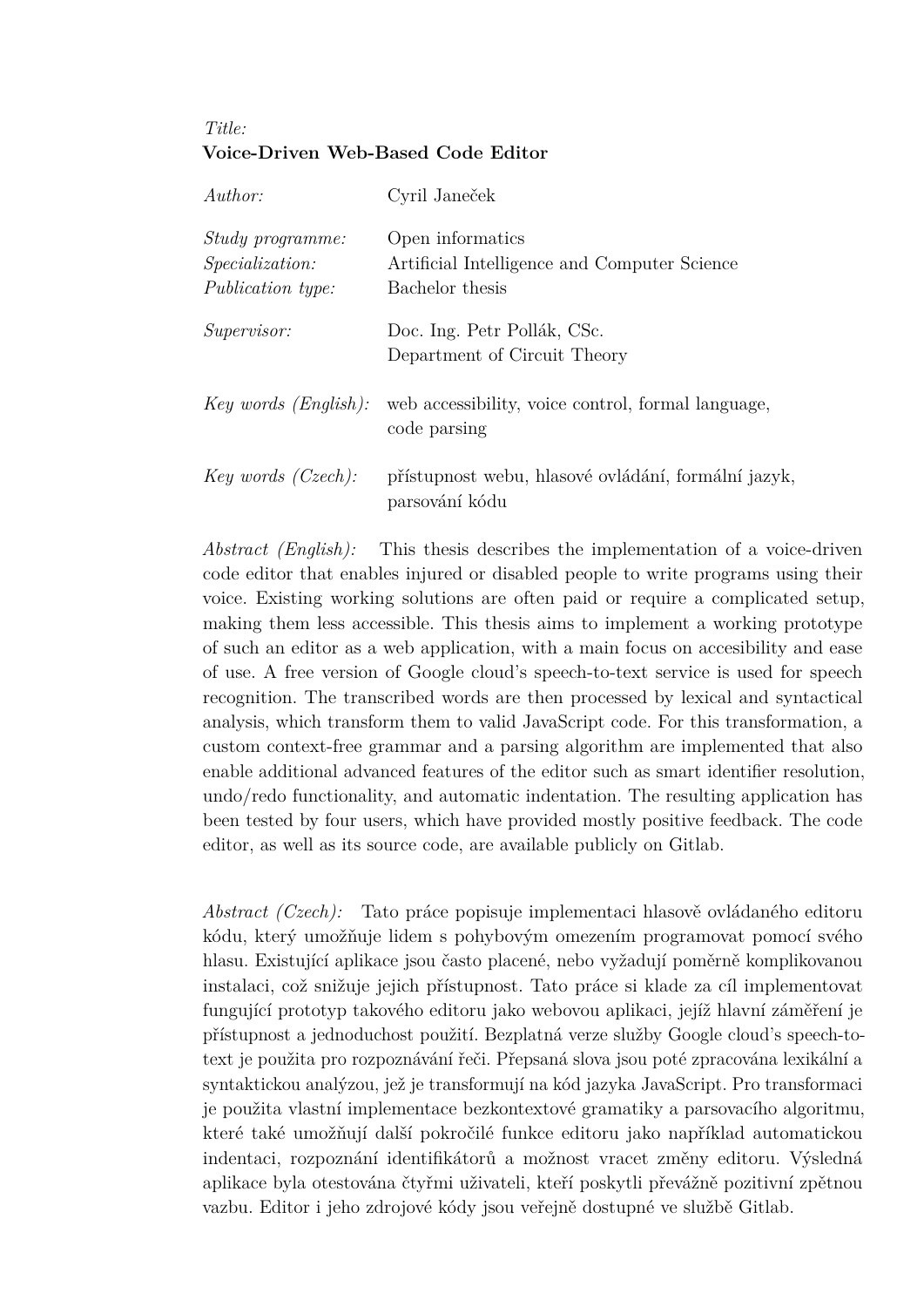*Title:*
**Voice-Driven Web-Based Code Editor**

*Author:* Cyril Janeček

*Study programme:* Open informatics
*Specialization:* Artificial Intelligence and Computer Science
*Publication type:* Bachelor thesis

*Supervisor:* Doc. Ing. Petr Pollák, CSc.
Department of Circuit Theory

*Key words (English):* web accessibility, voice control, formal language, code parsing

*Key words (Czech):* přístupnost webu, hlasové ovládání, formální jazyk, parsování kódu

*Abstract (English):* This thesis describes the implementation of a voice-driven code editor that enables injured or disabled people to write programs using their voice. Existing working solutions are often paid or require a complicated setup, making them less accessible. This thesis aims to implement a working prototype of such an editor as a web application, with a main focus on accesibility and ease of use. A free version of Google cloud's speech-to-text service is used for speech recognition. The transcribed words are then processed by lexical and syntactical analysis, which transform them to valid JavaScript code. For this transformation, a custom context-free grammar and a parsing algorithm are implemented that also enable additional advanced features of the editor such as smart identifier resolution, undo/redo functionality, and automatic indentation. The resulting application has been tested by four users, which have provided mostly positive feedback. The code editor, as well as its source code, are available publicly on Gitlab.

*Abstract (Czech):* Tato práce popisuje implementaci hlasově ovládaného editoru kódu, který umožňuje lidem s pohybovým omezením programovat pomocí svého hlasu. Existující aplikace jsou často placené, nebo vyžadují poměrně komplikovanou instalaci, což snižuje jejich přístupnost. Tato práce si klade za cíl implementovat fungující prototyp takového editoru jako webovou aplikaci, jejíž hlavní záměření je přístupnost a jednoduchost použití. Bezplatná verze služby Google cloud's speech-to-text je použita pro rozpoznávání řeči. Přepsaná slova jsou poté zpracována lexikální a syntaktickou analýzou, jež je transformují na kód jazyka JavaScript. Pro transformaci je použita vlastní implementace bezkontextové gramatiky a parsovacího algoritmu, které také umožňují další pokročilé funkce editoru jako například automatickou indentaci, rozpoznání identifikátorů a možnost vracet změny editoru. Výsledná aplikace byla otestována čtyřmi uživateli, kteří poskytli převážně pozitivní zpětnou vazbu. Editor i jeho zdrojové kódy jsou veřejně dostupné ve službě Gitlab.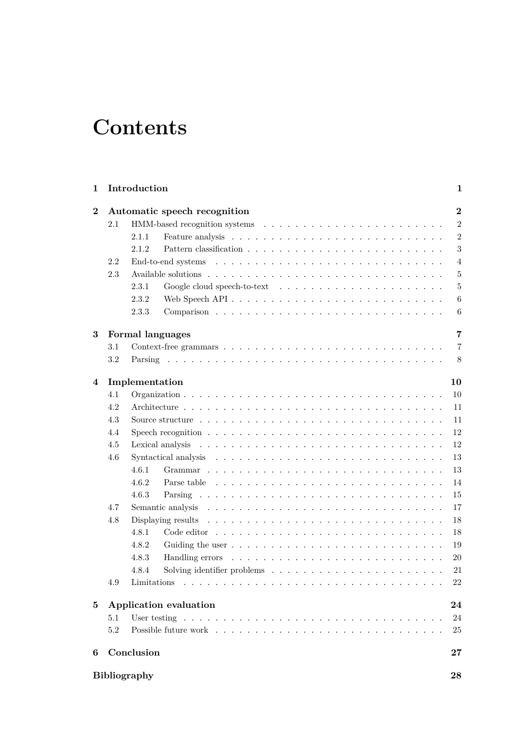# Contents

**1 Introduction** **1**

**2 Automatic speech recognition** **2**

- 2.1 HMM-based recognition systems . . . 2
  - 2.1.1 Feature analysis . . . 2
  - 2.1.2 Pattern classification . . . 3
- 2.2 End-to-end systems . . . 4
- 2.3 Available solutions . . . 5
  - 2.3.1 Google cloud speech-to-text . . . 5
  - 2.3.2 Web Speech API . . . 6
  - 2.3.3 Comparison . . . 6

**3 Formal languages** **7**

- 3.1 Context-free grammars . . . 7
- 3.2 Parsing . . . 8

**4 Implementation** **10**

- 4.1 Organization . . . 10
- 4.2 Architecture . . . 11
- 4.3 Source structure . . . 11
- 4.4 Speech recognition . . . 12
- 4.5 Lexical analysis . . . 12
- 4.6 Syntactical analysis . . . 13
  - 4.6.1 Grammar . . . 13
  - 4.6.2 Parse table . . . 14
  - 4.6.3 Parsing . . . 15
- 4.7 Semantic analysis . . . 17
- 4.8 Displaying results . . . 18
  - 4.8.1 Code editor . . . 18
  - 4.8.2 Guiding the user . . . 19
  - 4.8.3 Handling errors . . . 20
  - 4.8.4 Solving identifier problems . . . 21
- 4.9 Limitations . . . 22

**5 Application evaluation** **24**

- 5.1 User testing . . . 24
- 5.2 Possible future work . . . 25

**6 Conclusion** **27**

**Bibliography** **28**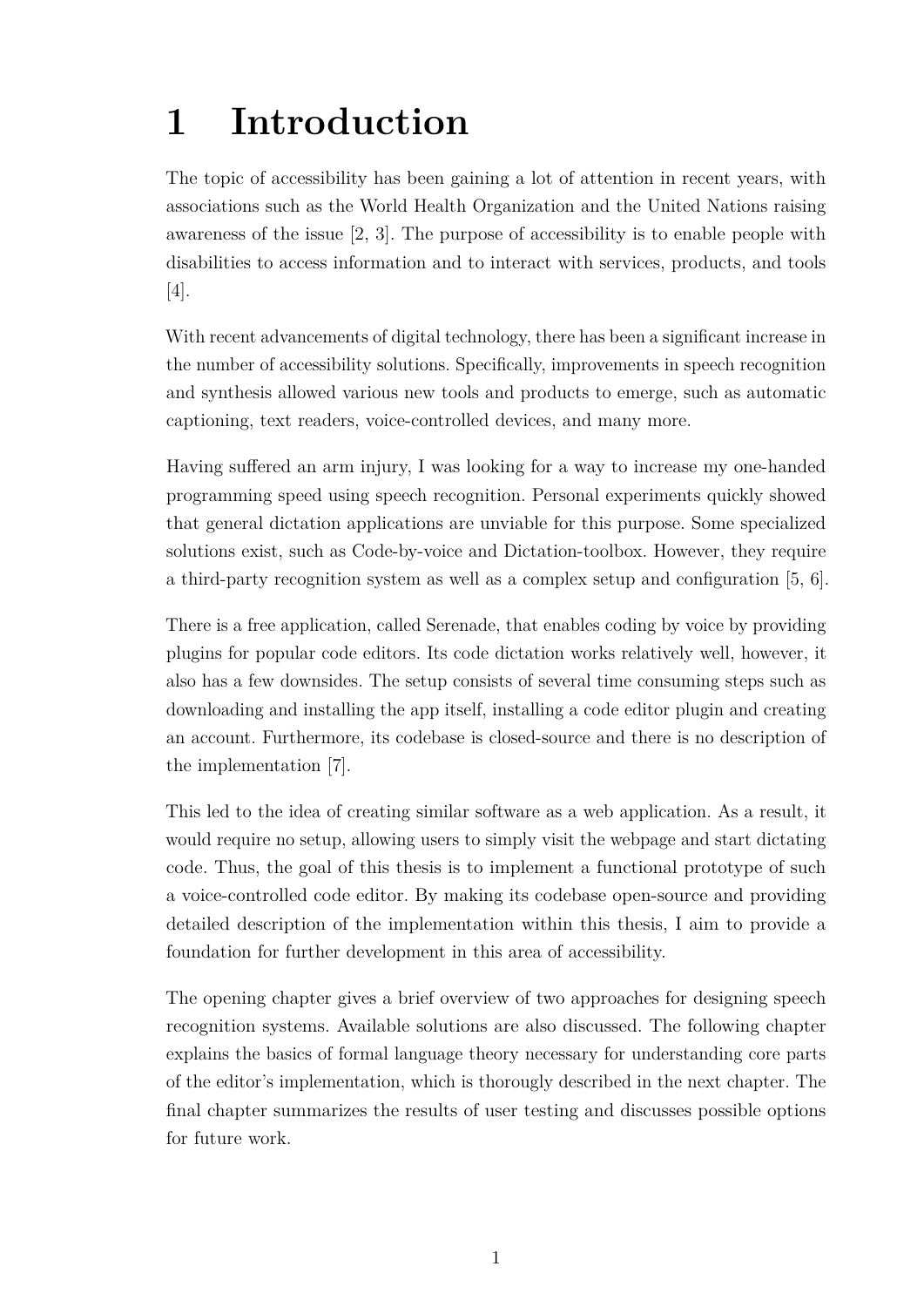# 1 Introduction

The topic of accessibility has been gaining a lot of attention in recent years, with associations such as the World Health Organization and the United Nations raising awareness of the issue [2, 3]. The purpose of accessibility is to enable people with disabilities to access information and to interact with services, products, and tools [4].

With recent advancements of digital technology, there has been a significant increase in the number of accessibility solutions. Specifically, improvements in speech recognition and synthesis allowed various new tools and products to emerge, such as automatic captioning, text readers, voice-controlled devices, and many more.

Having suffered an arm injury, I was looking for a way to increase my one-handed programming speed using speech recognition. Personal experiments quickly showed that general dictation applications are unviable for this purpose. Some specialized solutions exist, such as Code-by-voice and Dictation-toolbox. However, they require a third-party recognition system as well as a complex setup and configuration [5, 6].

There is a free application, called Serenade, that enables coding by voice by providing plugins for popular code editors. Its code dictation works relatively well, however, it also has a few downsides. The setup consists of several time consuming steps such as downloading and installing the app itself, installing a code editor plugin and creating an account. Furthermore, its codebase is closed-source and there is no description of the implementation [7].

This led to the idea of creating similar software as a web application. As a result, it would require no setup, allowing users to simply visit the webpage and start dictating code. Thus, the goal of this thesis is to implement a functional prototype of such a voice-controlled code editor. By making its codebase open-source and providing detailed description of the implementation within this thesis, I aim to provide a foundation for further development in this area of accessibility.

The opening chapter gives a brief overview of two approaches for designing speech recognition systems. Available solutions are also discussed. The following chapter explains the basics of formal language theory necessary for understanding core parts of the editor's implementation, which is thorougly described in the next chapter. The final chapter summarizes the results of user testing and discusses possible options for future work.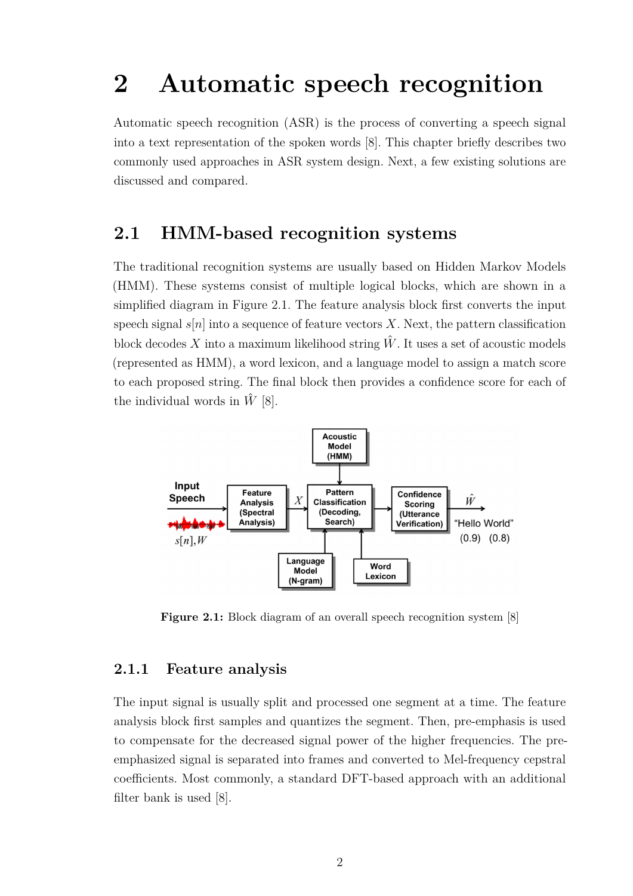# 2 Automatic speech recognition

Automatic speech recognition (ASR) is the process of converting a speech signal into a text representation of the spoken words [8]. This chapter briefly describes two commonly used approaches in ASR system design. Next, a few existing solutions are discussed and compared.

## 2.1 HMM-based recognition systems

The traditional recognition systems are usually based on Hidden Markov Models (HMM). These systems consist of multiple logical blocks, which are shown in a simplified diagram in Figure 2.1. The feature analysis block first converts the input speech signal $s[n]$ into a sequence of feature vectors $X$. Next, the pattern classification block decodes $X$ into a maximum likelihood string $\hat{W}$. It uses a set of acoustic models (represented as HMM), a word lexicon, and a language model to assign a match score to each proposed string. The final block then provides a confidence score for each of the individual words in $\hat{W}$ [8].

**Figure 2.1:** Block diagram of an overall speech recognition system [8]

### 2.1.1 Feature analysis

The input signal is usually split and processed one segment at a time. The feature analysis block first samples and quantizes the segment. Then, pre-emphasis is used to compensate for the decreased signal power of the higher frequencies. The pre-emphasized signal is separated into frames and converted to Mel-frequency cepstral coefficients. Most commonly, a standard DFT-based approach with an additional filter bank is used [8].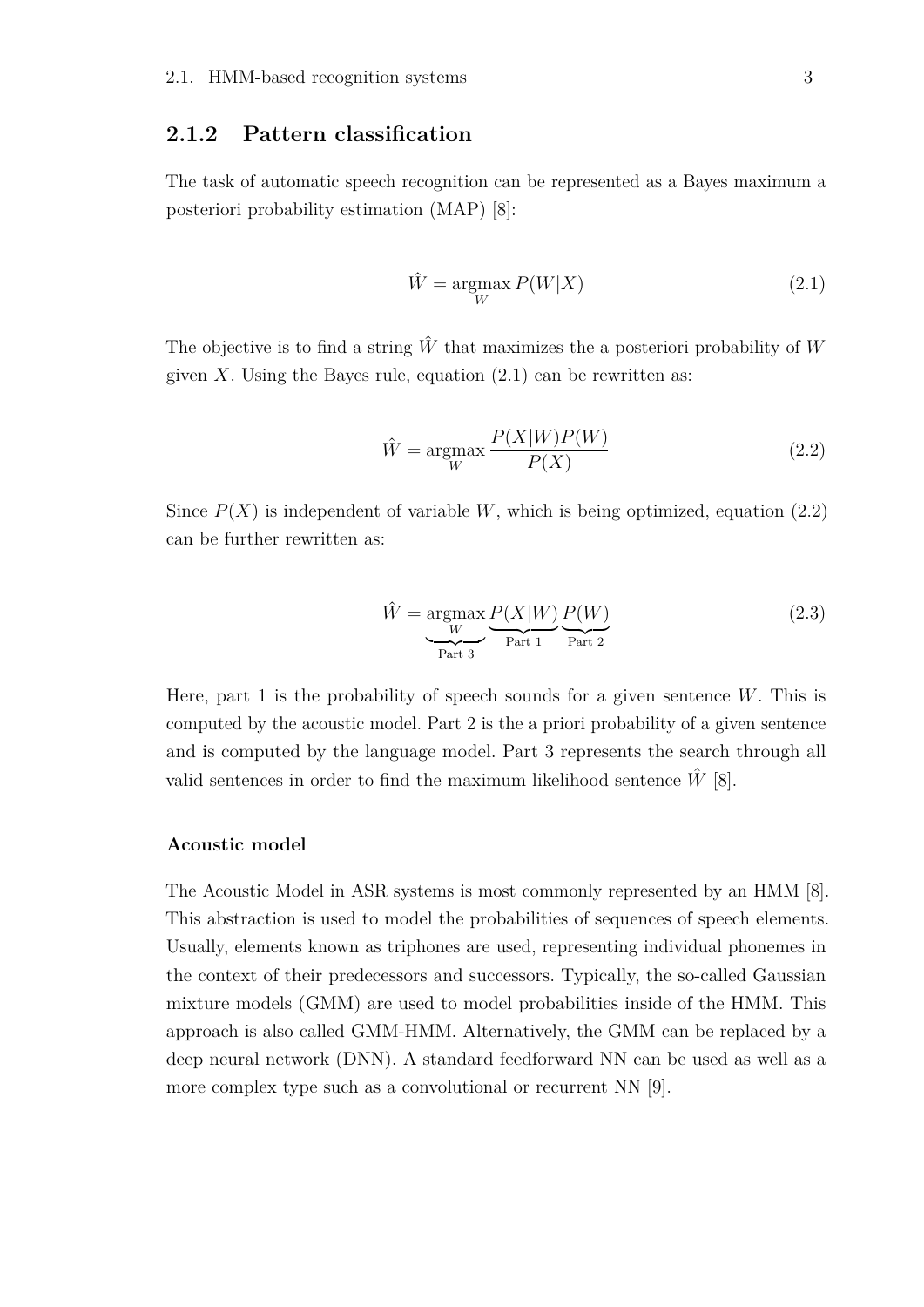### 2.1.2 Pattern classification

The task of automatic speech recognition can be represented as a Bayes maximum a posteriori probability estimation (MAP) [8]:

$$\hat{W} = \underset{W}{\operatorname{argmax}} \, P(W|X) \tag{2.1}$$

The objective is to find a string $\hat{W}$ that maximizes the a posteriori probability of $W$ given $X$. Using the Bayes rule, equation (2.1) can be rewritten as:

$$\hat{W} = \underset{W}{\operatorname{argmax}} \, \frac{P(X|W)P(W)}{P(X)} \tag{2.2}$$

Since $P(X)$ is independent of variable $W$, which is being optimized, equation (2.2) can be further rewritten as:

$$\hat{W} = \underbrace{\underset{W}{\operatorname{argmax}}}_{\text{Part 3}} \, \underbrace{P(X|W)}_{\text{Part 1}} \, \underbrace{P(W)}_{\text{Part 2}} \tag{2.3}$$

Here, part 1 is the probability of speech sounds for a given sentence $W$. This is computed by the acoustic model. Part 2 is the a priori probability of a given sentence and is computed by the language model. Part 3 represents the search through all valid sentences in order to find the maximum likelihood sentence $\hat{W}$ [8].

#### Acoustic model

The Acoustic Model in ASR systems is most commonly represented by an HMM [8]. This abstraction is used to model the probabilities of sequences of speech elements. Usually, elements known as triphones are used, representing individual phonemes in the context of their predecessors and successors. Typically, the so-called Gaussian mixture models (GMM) are used to model probabilities inside of the HMM. This approach is also called GMM-HMM. Alternatively, the GMM can be replaced by a deep neural network (DNN). A standard feedforward NN can be used as well as a more complex type such as a convolutional or recurrent NN [9].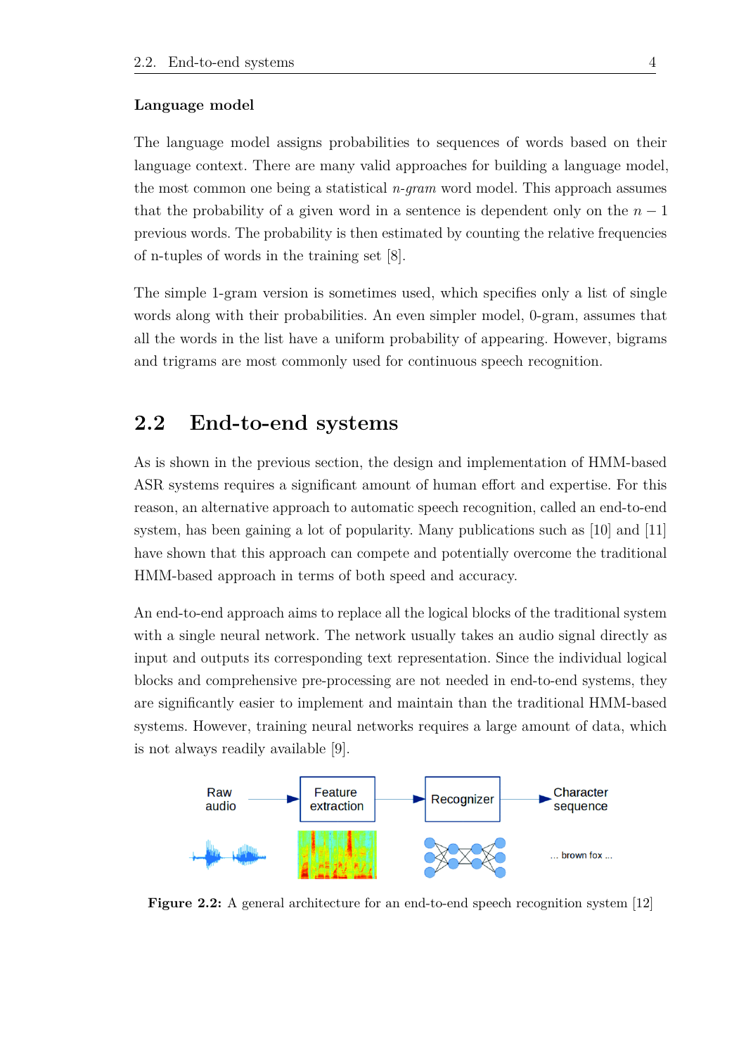### Language model

The language model assigns probabilities to sequences of words based on their language context. There are many valid approaches for building a language model, the most common one being a statistical *n-gram* word model. This approach assumes that the probability of a given word in a sentence is dependent only on the $n - 1$ previous words. The probability is then estimated by counting the relative frequencies of n-tuples of words in the training set [8].

The simple 1-gram version is sometimes used, which specifies only a list of single words along with their probabilities. An even simpler model, 0-gram, assumes that all the words in the list have a uniform probability of appearing. However, bigrams and trigrams are most commonly used for continuous speech recognition.

## 2.2 End-to-end systems

As is shown in the previous section, the design and implementation of HMM-based ASR systems requires a significant amount of human effort and expertise. For this reason, an alternative approach to automatic speech recognition, called an end-to-end system, has been gaining a lot of popularity. Many publications such as [10] and [11] have shown that this approach can compete and potentially overcome the traditional HMM-based approach in terms of both speed and accuracy.

An end-to-end approach aims to replace all the logical blocks of the traditional system with a single neural network. The network usually takes an audio signal directly as input and outputs its corresponding text representation. Since the individual logical blocks and comprehensive pre-processing are not needed in end-to-end systems, they are significantly easier to implement and maintain than the traditional HMM-based systems. However, training neural networks requires a large amount of data, which is not always readily available [9].

Raw audio → Feature extraction → Recognizer → Character sequence

... brown fox ...

**Figure 2.2:** A general architecture for an end-to-end speech recognition system [12]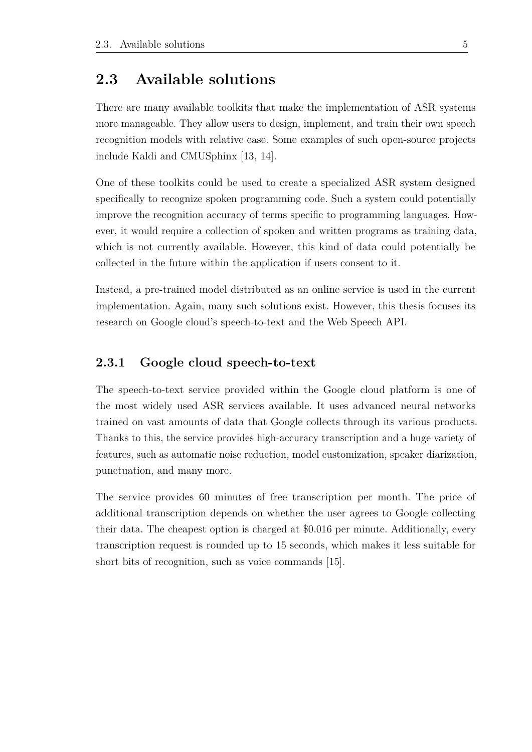## 2.3 Available solutions

There are many available toolkits that make the implementation of ASR systems more manageable. They allow users to design, implement, and train their own speech recognition models with relative ease. Some examples of such open-source projects include Kaldi and CMUSphinx [13, 14].

One of these toolkits could be used to create a specialized ASR system designed specifically to recognize spoken programming code. Such a system could potentially improve the recognition accuracy of terms specific to programming languages. However, it would require a collection of spoken and written programs as training data, which is not currently available. However, this kind of data could potentially be collected in the future within the application if users consent to it.

Instead, a pre-trained model distributed as an online service is used in the current implementation. Again, many such solutions exist. However, this thesis focuses its research on Google cloud's speech-to-text and the Web Speech API.

### 2.3.1 Google cloud speech-to-text

The speech-to-text service provided within the Google cloud platform is one of the most widely used ASR services available. It uses advanced neural networks trained on vast amounts of data that Google collects through its various products. Thanks to this, the service provides high-accuracy transcription and a huge variety of features, such as automatic noise reduction, model customization, speaker diarization, punctuation, and many more.

The service provides 60 minutes of free transcription per month. The price of additional transcription depends on whether the user agrees to Google collecting their data. The cheapest option is charged at $0.016 per minute. Additionally, every transcription request is rounded up to 15 seconds, which makes it less suitable for short bits of recognition, such as voice commands [15].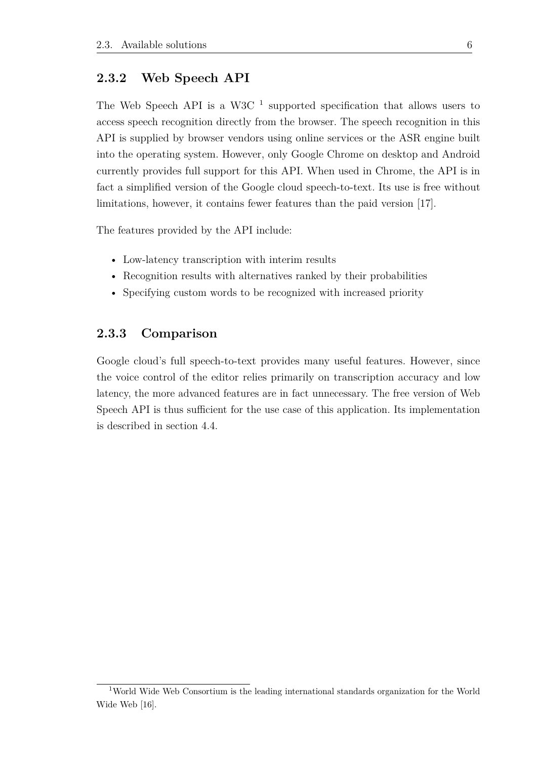### 2.3.2 Web Speech API

The Web Speech API is a W3C [1] supported specification that allows users to access speech recognition directly from the browser. The speech recognition in this API is supplied by browser vendors using online services or the ASR engine built into the operating system. However, only Google Chrome on desktop and Android currently provides full support for this API. When used in Chrome, the API is in fact a simplified version of the Google cloud speech-to-text. Its use is free without limitations, however, it contains fewer features than the paid version [17].

The features provided by the API include:

- Low-latency transcription with interim results
- Recognition results with alternatives ranked by their probabilities
- Specifying custom words to be recognized with increased priority

### 2.3.3 Comparison

Google cloud's full speech-to-text provides many useful features. However, since the voice control of the editor relies primarily on transcription accuracy and low latency, the more advanced features are in fact unnecessary. The free version of Web Speech API is thus sufficient for the use case of this application. Its implementation is described in section 4.4.

[1] World Wide Web Consortium is the leading international standards organization for the World Wide Web [16].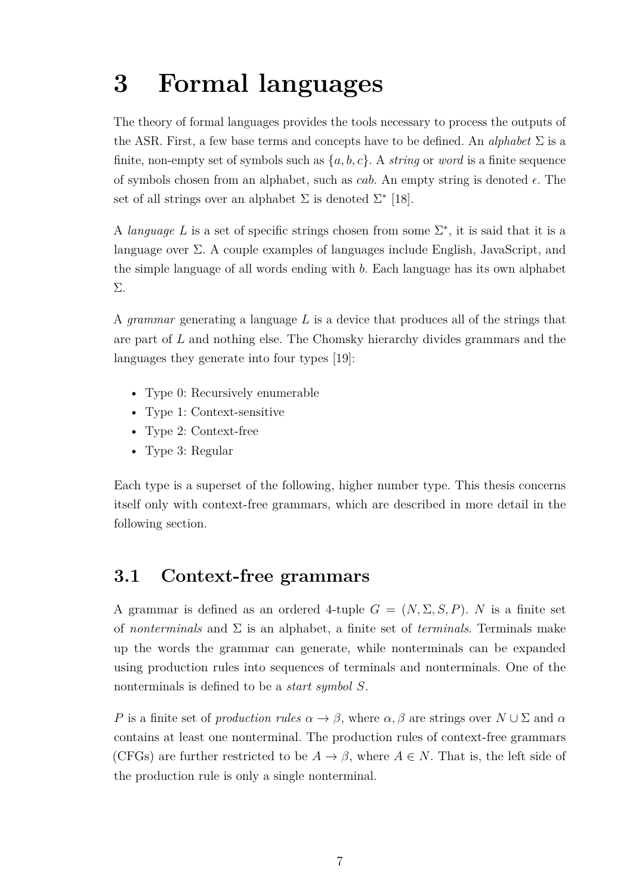# 3 Formal languages

The theory of formal languages provides the tools necessary to process the outputs of the ASR. First, a few base terms and concepts have to be defined. An *alphabet* $\Sigma$ is a finite, non-empty set of symbols such as $\{a, b, c\}$. A *string* or *word* is a finite sequence of symbols chosen from an alphabet, such as *cab*. An empty string is denoted $\epsilon$. The set of all strings over an alphabet $\Sigma$ is denoted $\Sigma^*$ [18].

A *language* $L$ is a set of specific strings chosen from some $\Sigma^*$, it is said that it is a language over $\Sigma$. A couple examples of languages include English, JavaScript, and the simple language of all words ending with *b*. Each language has its own alphabet $\Sigma$.

A *grammar* generating a language $L$ is a device that produces all of the strings that are part of $L$ and nothing else. The Chomsky hierarchy divides grammars and the languages they generate into four types [19]:

- Type 0: Recursively enumerable
- Type 1: Context-sensitive
- Type 2: Context-free
- Type 3: Regular

Each type is a superset of the following, higher number type. This thesis concerns itself only with context-free grammars, which are described in more detail in the following section.

## 3.1 Context-free grammars

A grammar is defined as an ordered 4-tuple $G = (N, \Sigma, S, P)$. $N$ is a finite set of *nonterminals* and $\Sigma$ is an alphabet, a finite set of *terminals*. Terminals make up the words the grammar can generate, while nonterminals can be expanded using production rules into sequences of terminals and nonterminals. One of the nonterminals is defined to be a *start symbol* $S$.

$P$ is a finite set of *production rules* $\alpha \to \beta$, where $\alpha, \beta$ are strings over $N \cup \Sigma$ and $\alpha$ contains at least one nonterminal. The production rules of context-free grammars (CFGs) are further restricted to be $A \to \beta$, where $A \in N$. That is, the left side of the production rule is only a single nonterminal.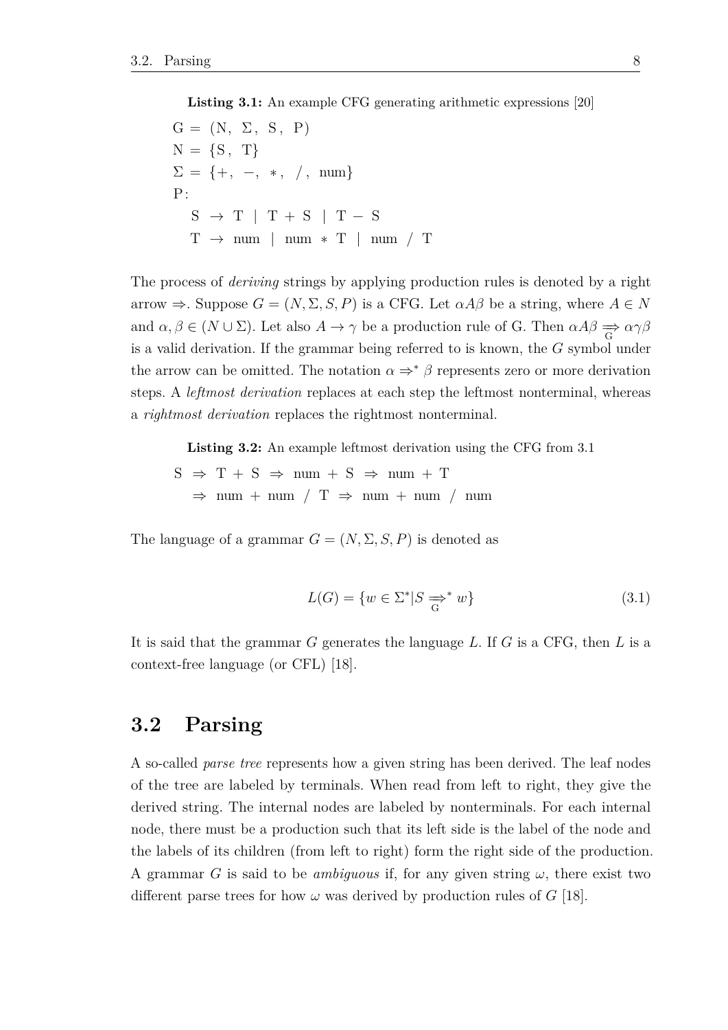**Listing 3.1:** An example CFG generating arithmetic expressions [20]

```
G = (N, Σ, S, P)
N = {S, T}
Σ = {+, −, ∗, /, num}
P:
  S → T | T + S | T − S
  T → num | num ∗ T | num / T
```

The process of *deriving* strings by applying production rules is denoted by a right arrow $\Rightarrow$. Suppose $G = (N, \Sigma, S, P)$ is a CFG. Let $\alpha A \beta$ be a string, where $A \in N$ and $\alpha, \beta \in (N \cup \Sigma)$. Let also $A \rightarrow \gamma$ be a production rule of G. Then $\alpha A \beta \underset{G}{\Rightarrow} \alpha \gamma \beta$ is a valid derivation. If the grammar being referred to is known, the $G$ symbol under the arrow can be omitted. The notation $\alpha \Rightarrow^* \beta$ represents zero or more derivation steps. A *leftmost derivation* replaces at each step the leftmost nonterminal, whereas a *rightmost derivation* replaces the rightmost nonterminal.

**Listing 3.2:** An example leftmost derivation using the CFG from 3.1

```
S ⇒ T + S ⇒ num + S ⇒ num + T
  ⇒ num + num / T ⇒ num + num / num
```

The language of a grammar $G = (N, \Sigma, S, P)$ is denoted as

$$L(G) = \{w \in \Sigma^* | S \underset{G}{\Rightarrow}^* w\} \tag{3.1}$$

It is said that the grammar $G$ generates the language $L$. If $G$ is a CFG, then $L$ is a context-free language (or CFL) [18].

## 3.2 Parsing

A so-called *parse tree* represents how a given string has been derived. The leaf nodes of the tree are labeled by terminals. When read from left to right, they give the derived string. The internal nodes are labeled by nonterminals. For each internal node, there must be a production such that its left side is the label of the node and the labels of its children (from left to right) form the right side of the production. A grammar $G$ is said to be *ambiguous* if, for any given string $\omega$, there exist two different parse trees for how $\omega$ was derived by production rules of $G$ [18].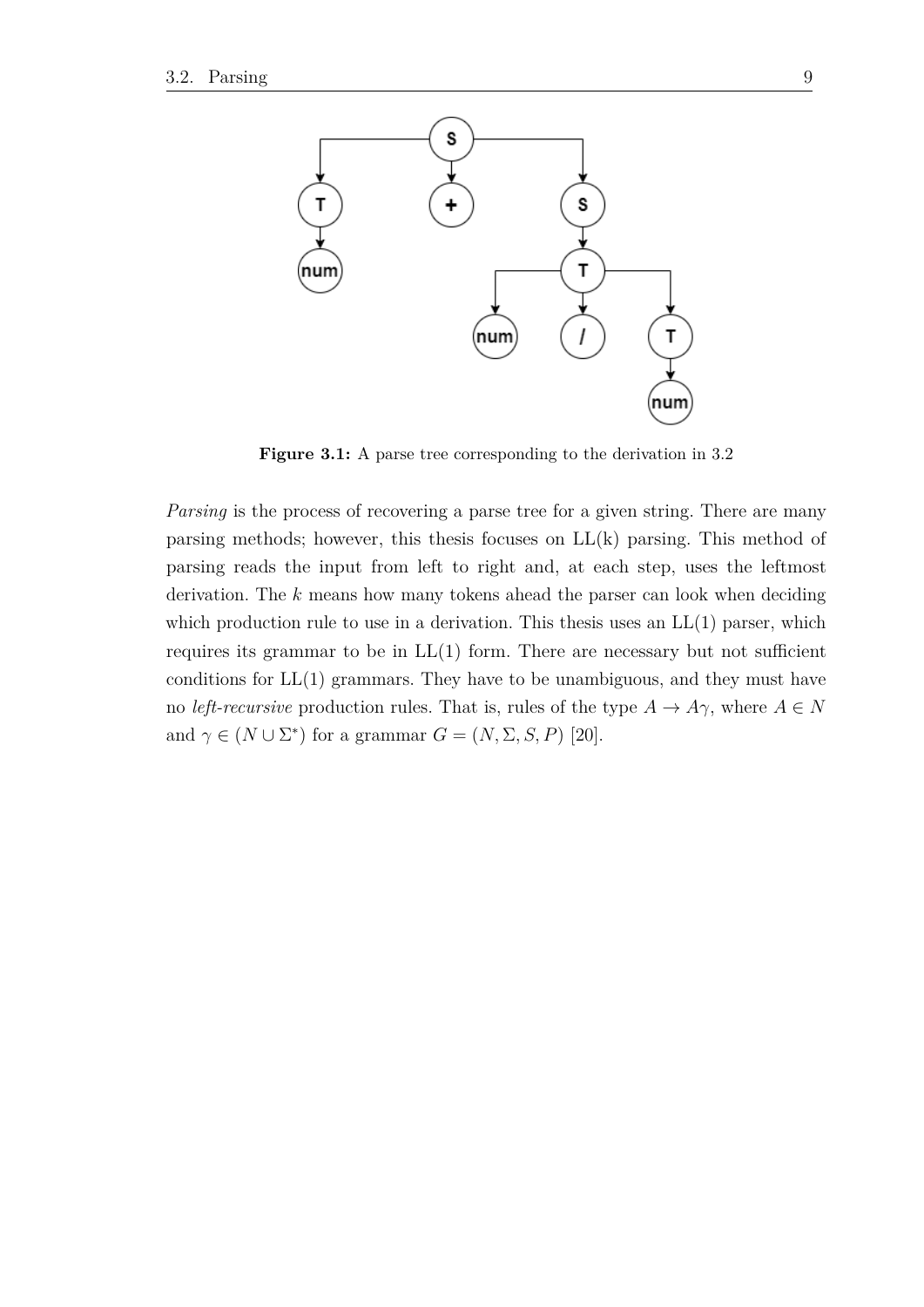**Figure 3.1:** A parse tree corresponding to the derivation in 3.2

*Parsing* is the process of recovering a parse tree for a given string. There are many parsing methods; however, this thesis focuses on LL(k) parsing. This method of parsing reads the input from left to right and, at each step, uses the leftmost derivation. The $k$ means how many tokens ahead the parser can look when deciding which production rule to use in a derivation. This thesis uses an LL(1) parser, which requires its grammar to be in LL(1) form. There are necessary but not sufficient conditions for LL(1) grammars. They have to be unambiguous, and they must have no *left-recursive* production rules. That is, rules of the type $A \to A\gamma$, where $A \in N$ and $\gamma \in (N \cup \Sigma^*)$ for a grammar $G = (N, \Sigma, S, P)$ [20].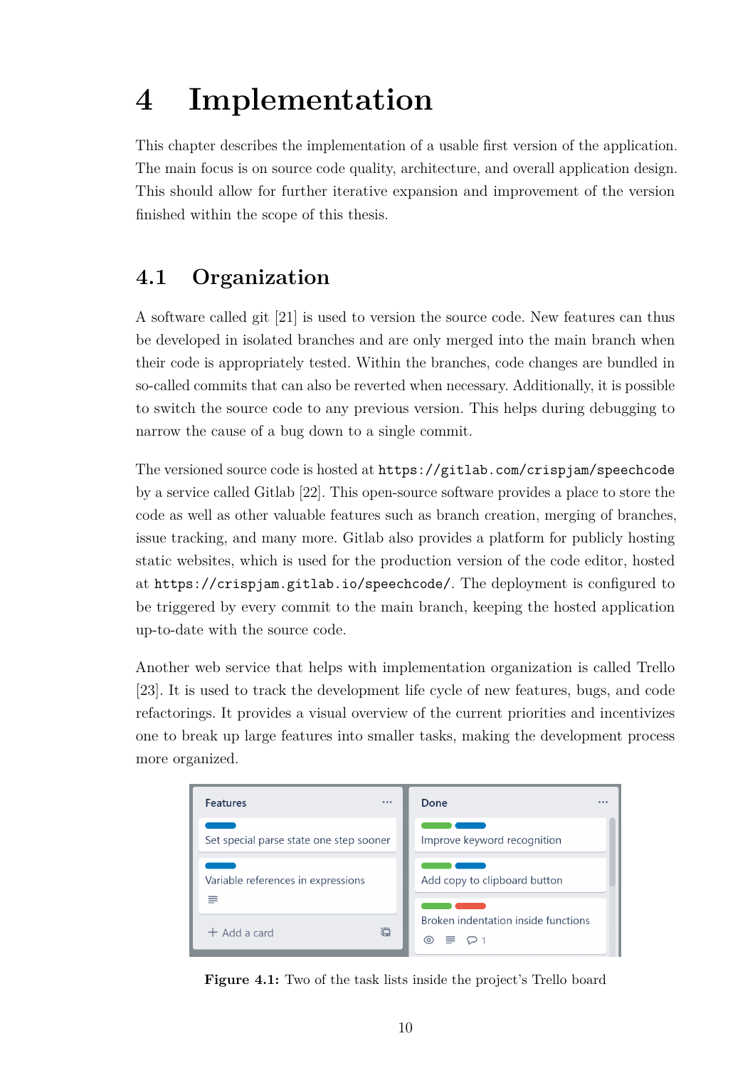# 4 Implementation

This chapter describes the implementation of a usable first version of the application. The main focus is on source code quality, architecture, and overall application design. This should allow for further iterative expansion and improvement of the version finished within the scope of this thesis.

## 4.1 Organization

A software called git [21] is used to version the source code. New features can thus be developed in isolated branches and are only merged into the main branch when their code is appropriately tested. Within the branches, code changes are bundled in so-called commits that can also be reverted when necessary. Additionally, it is possible to switch the source code to any previous version. This helps during debugging to narrow the cause of a bug down to a single commit.

The versioned source code is hosted at `https://gitlab.com/crispjam/speechcode` by a service called Gitlab [22]. This open-source software provides a place to store the code as well as other valuable features such as branch creation, merging of branches, issue tracking, and many more. Gitlab also provides a platform for publicly hosting static websites, which is used for the production version of the code editor, hosted at `https://crispjam.gitlab.io/speechcode/`. The deployment is configured to be triggered by every commit to the main branch, keeping the hosted application up-to-date with the source code.

Another web service that helps with implementation organization is called Trello [23]. It is used to track the development life cycle of new features, bugs, and code refactorings. It provides a visual overview of the current priorities and incentivizes one to break up large features into smaller tasks, making the development process more organized.

**Figure 4.1:** Two of the task lists inside the project's Trello board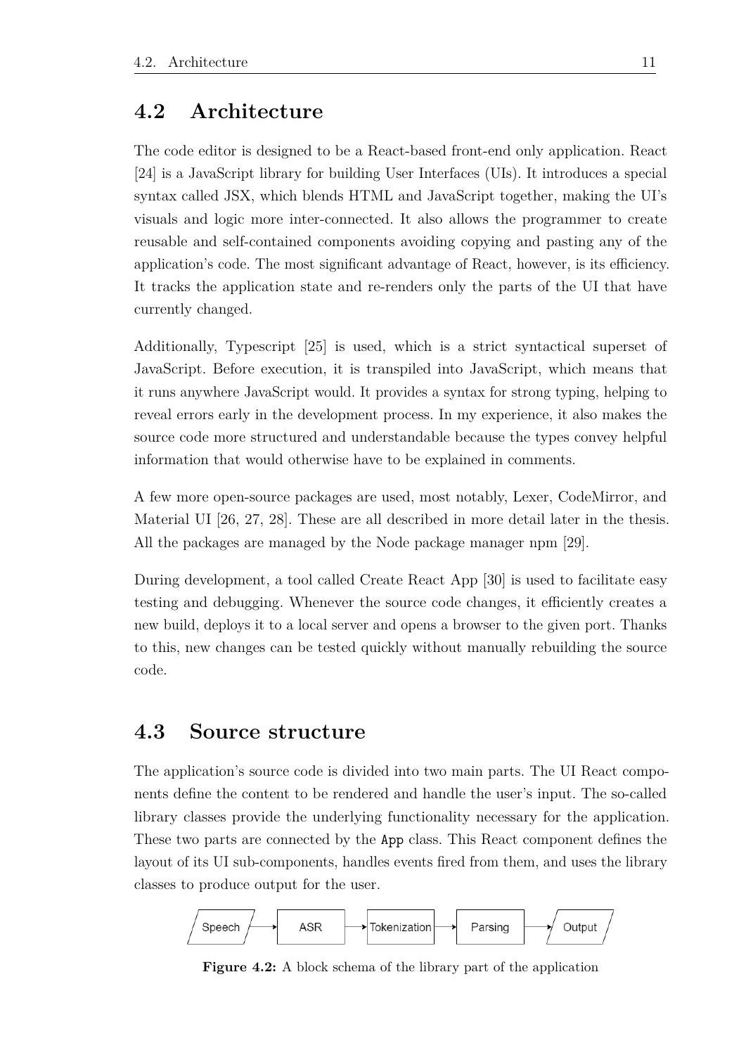## 4.2 Architecture

The code editor is designed to be a React-based front-end only application. React [24] is a JavaScript library for building User Interfaces (UIs). It introduces a special syntax called JSX, which blends HTML and JavaScript together, making the UI's visuals and logic more inter-connected. It also allows the programmer to create reusable and self-contained components avoiding copying and pasting any of the application's code. The most significant advantage of React, however, is its efficiency. It tracks the application state and re-renders only the parts of the UI that have currently changed.

Additionally, Typescript [25] is used, which is a strict syntactical superset of JavaScript. Before execution, it is transpiled into JavaScript, which means that it runs anywhere JavaScript would. It provides a syntax for strong typing, helping to reveal errors early in the development process. In my experience, it also makes the source code more structured and understandable because the types convey helpful information that would otherwise have to be explained in comments.

A few more open-source packages are used, most notably, Lexer, CodeMirror, and Material UI [26, 27, 28]. These are all described in more detail later in the thesis. All the packages are managed by the Node package manager npm [29].

During development, a tool called Create React App [30] is used to facilitate easy testing and debugging. Whenever the source code changes, it efficiently creates a new build, deploys it to a local server and opens a browser to the given port. Thanks to this, new changes can be tested quickly without manually rebuilding the source code.

## 4.3 Source structure

The application's source code is divided into two main parts. The UI React components define the content to be rendered and handle the user's input. The so-called library classes provide the underlying functionality necessary for the application. These two parts are connected by the `App` class. This React component defines the layout of its UI sub-components, handles events fired from them, and uses the library classes to produce output for the user.

Speech → ASR → Tokenization → Parsing → Output

**Figure 4.2:** A block schema of the library part of the application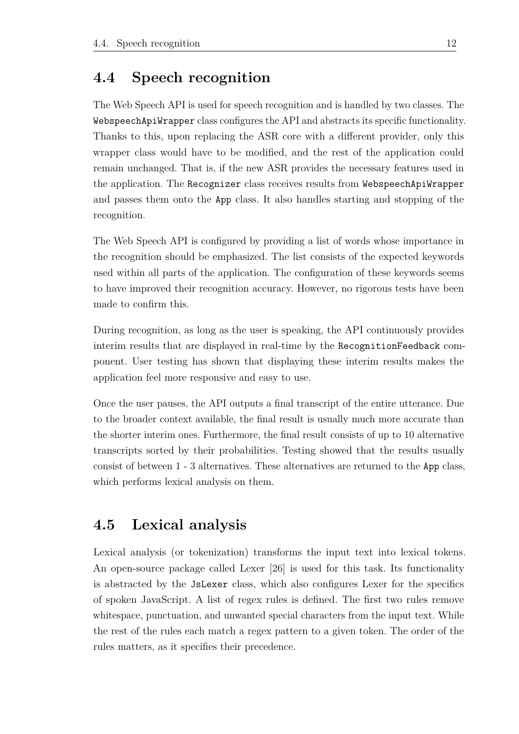## 4.4 Speech recognition

The Web Speech API is used for speech recognition and is handled by two classes. The `WebspeechApiWrapper` class configures the API and abstracts its specific functionality. Thanks to this, upon replacing the ASR core with a different provider, only this wrapper class would have to be modified, and the rest of the application could remain unchanged. That is, if the new ASR provides the necessary features used in the application. The `Recognizer` class receives results from `WebspeechApiWrapper` and passes them onto the `App` class. It also handles starting and stopping of the recognition.

The Web Speech API is configured by providing a list of words whose importance in the recognition should be emphasized. The list consists of the expected keywords used within all parts of the application. The configuration of these keywords seems to have improved their recognition accuracy. However, no rigorous tests have been made to confirm this.

During recognition, as long as the user is speaking, the API continuously provides interim results that are displayed in real-time by the `RecognitionFeedback` component. User testing has shown that displaying these interim results makes the application feel more responsive and easy to use.

Once the user pauses, the API outputs a final transcript of the entire utterance. Due to the broader context available, the final result is usually much more accurate than the shorter interim ones. Furthermore, the final result consists of up to 10 alternative transcripts sorted by their probabilities. Testing showed that the results usually consist of between 1 - 3 alternatives. These alternatives are returned to the `App` class, which performs lexical analysis on them.

## 4.5 Lexical analysis

Lexical analysis (or tokenization) transforms the input text into lexical tokens. An open-source package called Lexer [26] is used for this task. Its functionality is abstracted by the `JsLexer` class, which also configures Lexer for the specifics of spoken JavaScript. A list of regex rules is defined. The first two rules remove whitespace, punctuation, and unwanted special characters from the input text. While the rest of the rules each match a regex pattern to a given token. The order of the rules matters, as it specifies their precedence.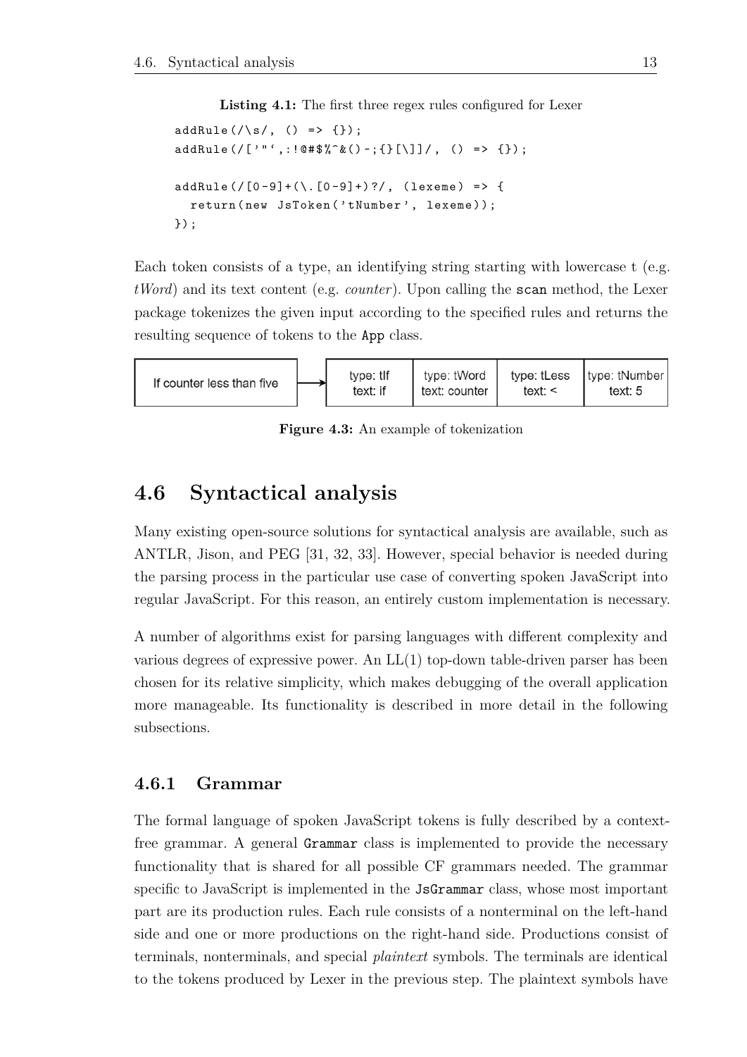**Listing 4.1:** The first three regex rules configured for Lexer

```
addRule(/\s/, () => {});
addRule(/['"`,:!@#$%^&()~;{}[\]]/, () => {});

addRule(/[0-9]+(\.[0-9]+)?/, (lexeme) => {
  return(new JsToken('tNumber', lexeme));
});
```

Each token consists of a type, an identifying string starting with lowercase t (e.g. *tWord*) and its text content (e.g. *counter*). Upon calling the `scan` method, the Lexer package tokenizes the given input according to the specified rules and returns the resulting sequence of tokens to the `App` class.

| If counter less than five | → | type: tIf<br>text: if | type: tWord<br>text: counter | type: tLess<br>text: < | type: tNumber<br>text: 5 |
|---|---|---|---|---|---|

**Figure 4.3:** An example of tokenization

## 4.6 Syntactical analysis

Many existing open-source solutions for syntactical analysis are available, such as ANTLR, Jison, and PEG [31, 32, 33]. However, special behavior is needed during the parsing process in the particular use case of converting spoken JavaScript into regular JavaScript. For this reason, an entirely custom implementation is necessary.

A number of algorithms exist for parsing languages with different complexity and various degrees of expressive power. An LL(1) top-down table-driven parser has been chosen for its relative simplicity, which makes debugging of the overall application more manageable. Its functionality is described in more detail in the following subsections.

### 4.6.1 Grammar

The formal language of spoken JavaScript tokens is fully described by a context-free grammar. A general `Grammar` class is implemented to provide the necessary functionality that is shared for all possible CF grammars needed. The grammar specific to JavaScript is implemented in the `JsGrammar` class, whose most important part are its production rules. Each rule consists of a nonterminal on the left-hand side and one or more productions on the right-hand side. Productions consist of terminals, nonterminals, and special *plaintext* symbols. The terminals are identical to the tokens produced by Lexer in the previous step. The plaintext symbols have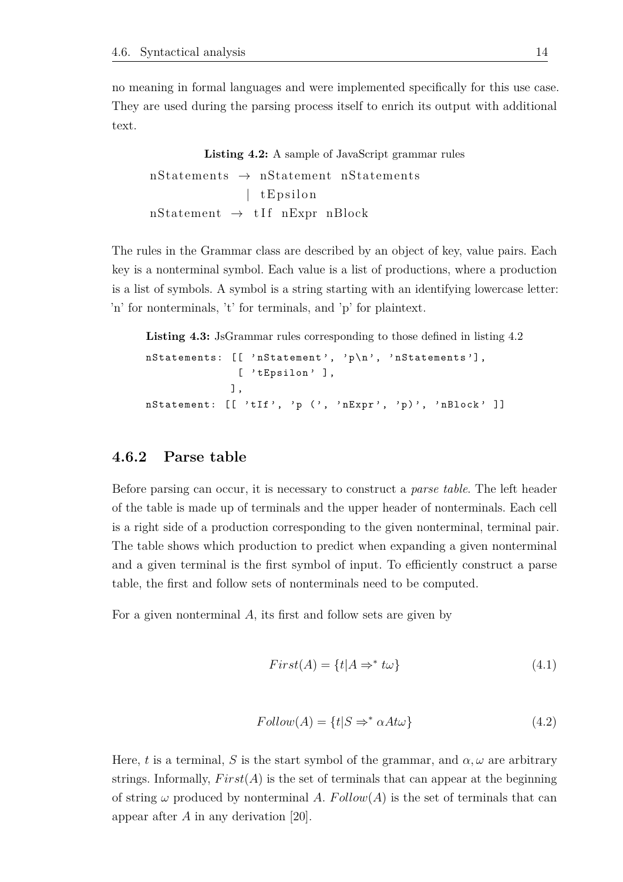no meaning in formal languages and were implemented specifically for this use case. They are used during the parsing process itself to enrich its output with additional text.

**Listing 4.2:** A sample of JavaScript grammar rules

```
nStatements → nStatement nStatements
            | tEpsilon
nStatement → tIf nExpr nBlock
```

The rules in the Grammar class are described by an object of key, value pairs. Each key is a nonterminal symbol. Each value is a list of productions, where a production is a list of symbols. A symbol is a string starting with an identifying lowercase letter: 'n' for nonterminals, 't' for terminals, and 'p' for plaintext.

**Listing 4.3:** JsGrammar rules corresponding to those defined in listing 4.2

```
nStatements: [[ 'nStatement', 'p\n', 'nStatements'],
              [ 'tEpsilon' ],
             ],
nStatement: [[ 'tIf', 'p (', 'nExpr', 'p)', 'nBlock' ]]
```

### 4.6.2 Parse table

Before parsing can occur, it is necessary to construct a *parse table*. The left header of the table is made up of terminals and the upper header of nonterminals. Each cell is a right side of a production corresponding to the given nonterminal, terminal pair. The table shows which production to predict when expanding a given nonterminal and a given terminal is the first symbol of input. To efficiently construct a parse table, the first and follow sets of nonterminals need to be computed.

For a given nonterminal $A$, its first and follow sets are given by

$$First(A) = \{t | A \Rightarrow^* t\omega\} \tag{4.1}$$

$$Follow(A) = \{t | S \Rightarrow^* \alpha A t \omega\} \tag{4.2}$$

Here, $t$ is a terminal, $S$ is the start symbol of the grammar, and $\alpha, \omega$ are arbitrary strings. Informally, $First(A)$ is the set of terminals that can appear at the beginning of string $\omega$ produced by nonterminal $A$. $Follow(A)$ is the set of terminals that can appear after $A$ in any derivation [20].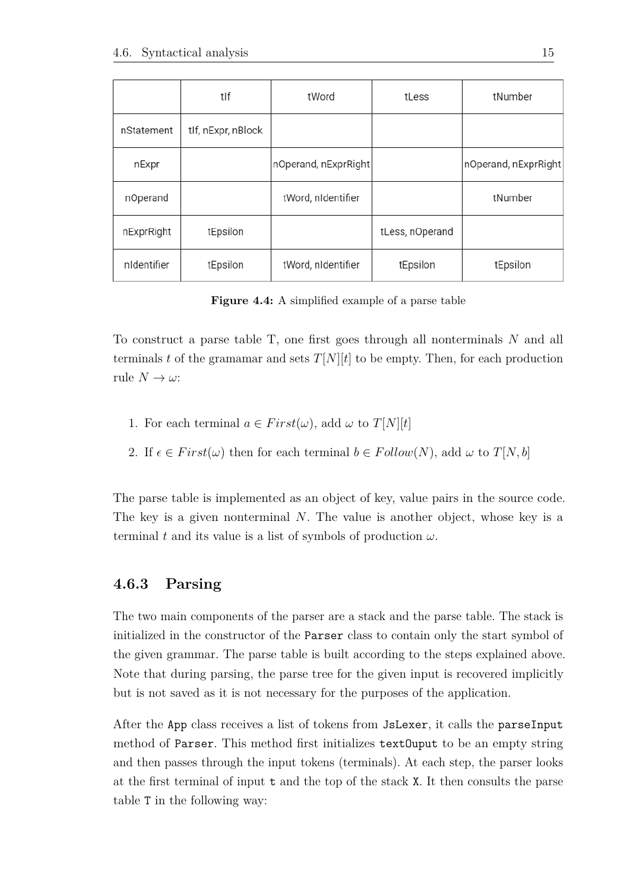|  | tIf | tWord | tLess | tNumber |
| --- | --- | --- | --- | --- |
| nStatement | tIf, nExpr, nBlock |  |  |  |
| nExpr |  | nOperand, nExprRight |  | nOperand, nExprRight |
| nOperand |  | tWord, nIdentifier |  | tNumber |
| nExprRight | tEpsilon |  | tLess, nOperand |  |
| nIdentifier | tEpsilon | tWord, nIdentifier | tEpsilon | tEpsilon |

**Figure 4.4:** A simplified example of a parse table

To construct a parse table T, one first goes through all nonterminals $N$ and all terminals $t$ of the gramamar and sets $T[N][t]$ to be empty. Then, for each production rule $N \rightarrow \omega$:

1. For each terminal $a \in First(\omega)$, add $\omega$ to $T[N][t]$
2. If $\epsilon \in First(\omega)$ then for each terminal $b \in Follow(N)$, add $\omega$ to $T[N, b]$

The parse table is implemented as an object of key, value pairs in the source code. The key is a given nonterminal $N$. The value is another object, whose key is a terminal $t$ and its value is a list of symbols of production $\omega$.

### 4.6.3 Parsing

The two main components of the parser are a stack and the parse table. The stack is initialized in the constructor of the `Parser` class to contain only the start symbol of the given grammar. The parse table is built according to the steps explained above. Note that during parsing, the parse tree for the given input is recovered implicitly but is not saved as it is not necessary for the purposes of the application.

After the `App` class receives a list of tokens from `JsLexer`, it calls the `parseInput` method of `Parser`. This method first initializes `textOuput` to be an empty string and then passes through the input tokens (terminals). At each step, the parser looks at the first terminal of input `t` and the top of the stack `X`. It then consults the parse table `T` in the following way: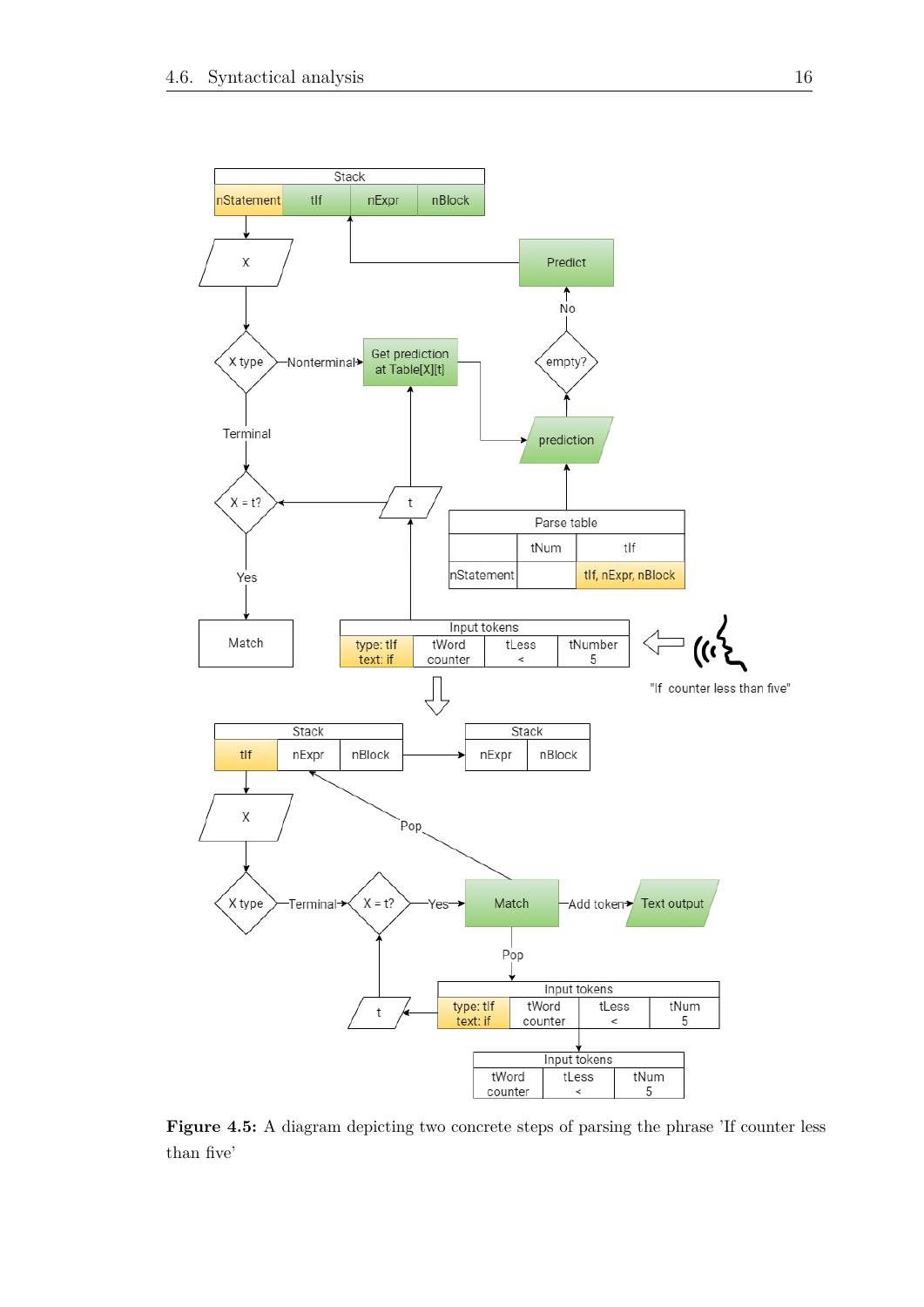**Figure 4.5:** A diagram depicting two concrete steps of parsing the phrase 'If counter less than five'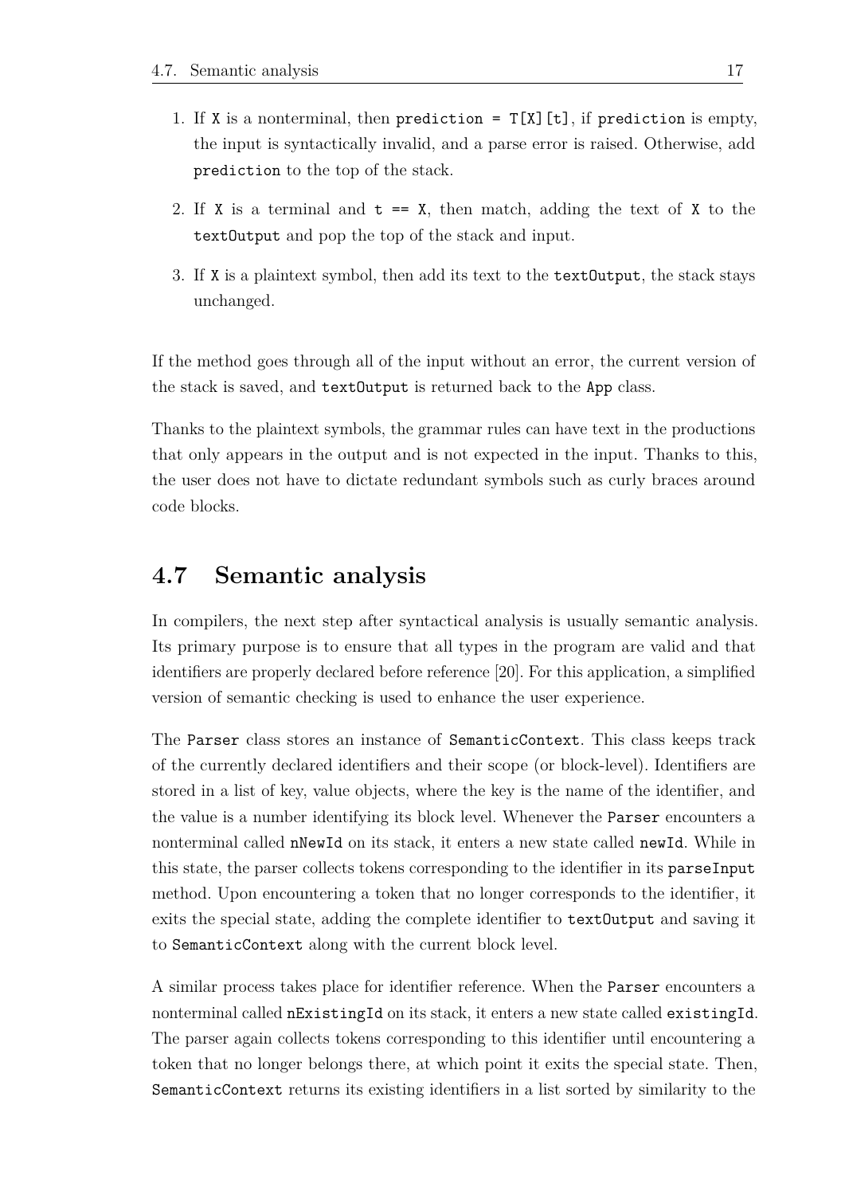1. If `X` is a nonterminal, then `prediction = T[X][t]`, if `prediction` is empty, the input is syntactically invalid, and a parse error is raised. Otherwise, add `prediction` to the top of the stack.
2. If `X` is a terminal and `t == X`, then match, adding the text of `X` to the `textOutput` and pop the top of the stack and input.
3. If `X` is a plaintext symbol, then add its text to the `textOutput`, the stack stays unchanged.

If the method goes through all of the input without an error, the current version of the stack is saved, and `textOutput` is returned back to the `App` class.

Thanks to the plaintext symbols, the grammar rules can have text in the productions that only appears in the output and is not expected in the input. Thanks to this, the user does not have to dictate redundant symbols such as curly braces around code blocks.

## 4.7 Semantic analysis

In compilers, the next step after syntactical analysis is usually semantic analysis. Its primary purpose is to ensure that all types in the program are valid and that identifiers are properly declared before reference [20]. For this application, a simplified version of semantic checking is used to enhance the user experience.

The `Parser` class stores an instance of `SemanticContext`. This class keeps track of the currently declared identifiers and their scope (or block-level). Identifiers are stored in a list of key, value objects, where the key is the name of the identifier, and the value is a number identifying its block level. Whenever the `Parser` encounters a nonterminal called `nNewId` on its stack, it enters a new state called `newId`. While in this state, the parser collects tokens corresponding to the identifier in its `parseInput` method. Upon encountering a token that no longer corresponds to the identifier, it exits the special state, adding the complete identifier to `textOutput` and saving it to `SemanticContext` along with the current block level.

A similar process takes place for identifier reference. When the `Parser` encounters a nonterminal called `nExistingId` on its stack, it enters a new state called `existingId`. The parser again collects tokens corresponding to this identifier until encountering a token that no longer belongs there, at which point it exits the special state. Then, `SemanticContext` returns its existing identifiers in a list sorted by similarity to the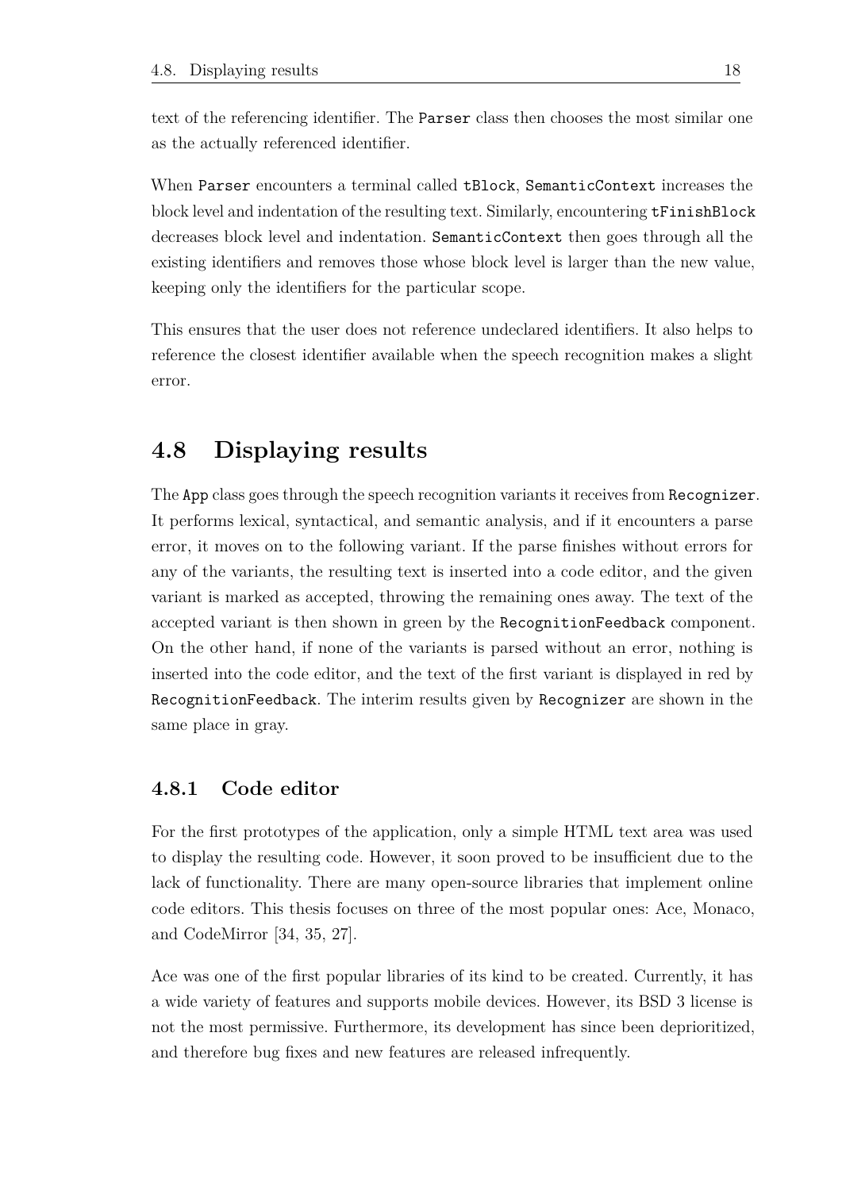text of the referencing identifier. The `Parser` class then chooses the most similar one as the actually referenced identifier.

When `Parser` encounters a terminal called `tBlock`, `SemanticContext` increases the block level and indentation of the resulting text. Similarly, encountering `tFinishBlock` decreases block level and indentation. `SemanticContext` then goes through all the existing identifiers and removes those whose block level is larger than the new value, keeping only the identifiers for the particular scope.

This ensures that the user does not reference undeclared identifiers. It also helps to reference the closest identifier available when the speech recognition makes a slight error.

## 4.8 Displaying results

The `App` class goes through the speech recognition variants it receives from `Recognizer`. It performs lexical, syntactical, and semantic analysis, and if it encounters a parse error, it moves on to the following variant. If the parse finishes without errors for any of the variants, the resulting text is inserted into a code editor, and the given variant is marked as accepted, throwing the remaining ones away. The text of the accepted variant is then shown in green by the `RecognitionFeedback` component. On the other hand, if none of the variants is parsed without an error, nothing is inserted into the code editor, and the text of the first variant is displayed in red by `RecognitionFeedback`. The interim results given by `Recognizer` are shown in the same place in gray.

### 4.8.1 Code editor

For the first prototypes of the application, only a simple HTML text area was used to display the resulting code. However, it soon proved to be insufficient due to the lack of functionality. There are many open-source libraries that implement online code editors. This thesis focuses on three of the most popular ones: Ace, Monaco, and CodeMirror [34, 35, 27].

Ace was one of the first popular libraries of its kind to be created. Currently, it has a wide variety of features and supports mobile devices. However, its BSD 3 license is not the most permissive. Furthermore, its development has since been deprioritized, and therefore bug fixes and new features are released infrequently.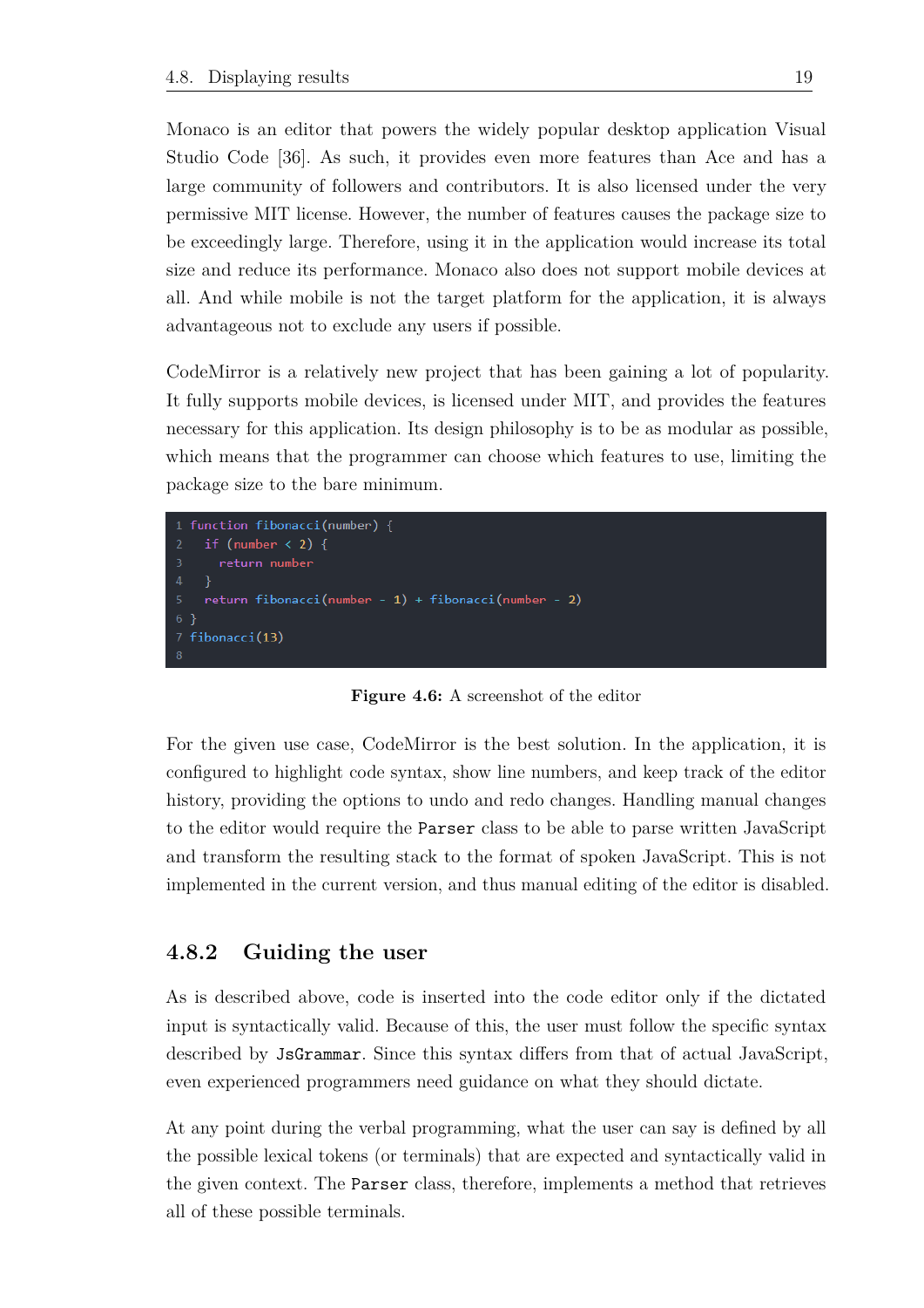Monaco is an editor that powers the widely popular desktop application Visual Studio Code [36]. As such, it provides even more features than Ace and has a large community of followers and contributors. It is also licensed under the very permissive MIT license. However, the number of features causes the package size to be exceedingly large. Therefore, using it in the application would increase its total size and reduce its performance. Monaco also does not support mobile devices at all. And while mobile is not the target platform for the application, it is always advantageous not to exclude any users if possible.

CodeMirror is a relatively new project that has been gaining a lot of popularity. It fully supports mobile devices, is licensed under MIT, and provides the features necessary for this application. Its design philosophy is to be as modular as possible, which means that the programmer can choose which features to use, limiting the package size to the bare minimum.

```
1 function fibonacci(number) {
2   if (number < 2) {
3     return number
4   }
5   return fibonacci(number - 1) + fibonacci(number - 2)
6 }
7 fibonacci(13)
8
```

**Figure 4.6:** A screenshot of the editor

For the given use case, CodeMirror is the best solution. In the application, it is configured to highlight code syntax, show line numbers, and keep track of the editor history, providing the options to undo and redo changes. Handling manual changes to the editor would require the `Parser` class to be able to parse written JavaScript and transform the resulting stack to the format of spoken JavaScript. This is not implemented in the current version, and thus manual editing of the editor is disabled.

### 4.8.2 Guiding the user

As is described above, code is inserted into the code editor only if the dictated input is syntactically valid. Because of this, the user must follow the specific syntax described by `JsGrammar`. Since this syntax differs from that of actual JavaScript, even experienced programmers need guidance on what they should dictate.

At any point during the verbal programming, what the user can say is defined by all the possible lexical tokens (or terminals) that are expected and syntactically valid in the given context. The `Parser` class, therefore, implements a method that retrieves all of these possible terminals.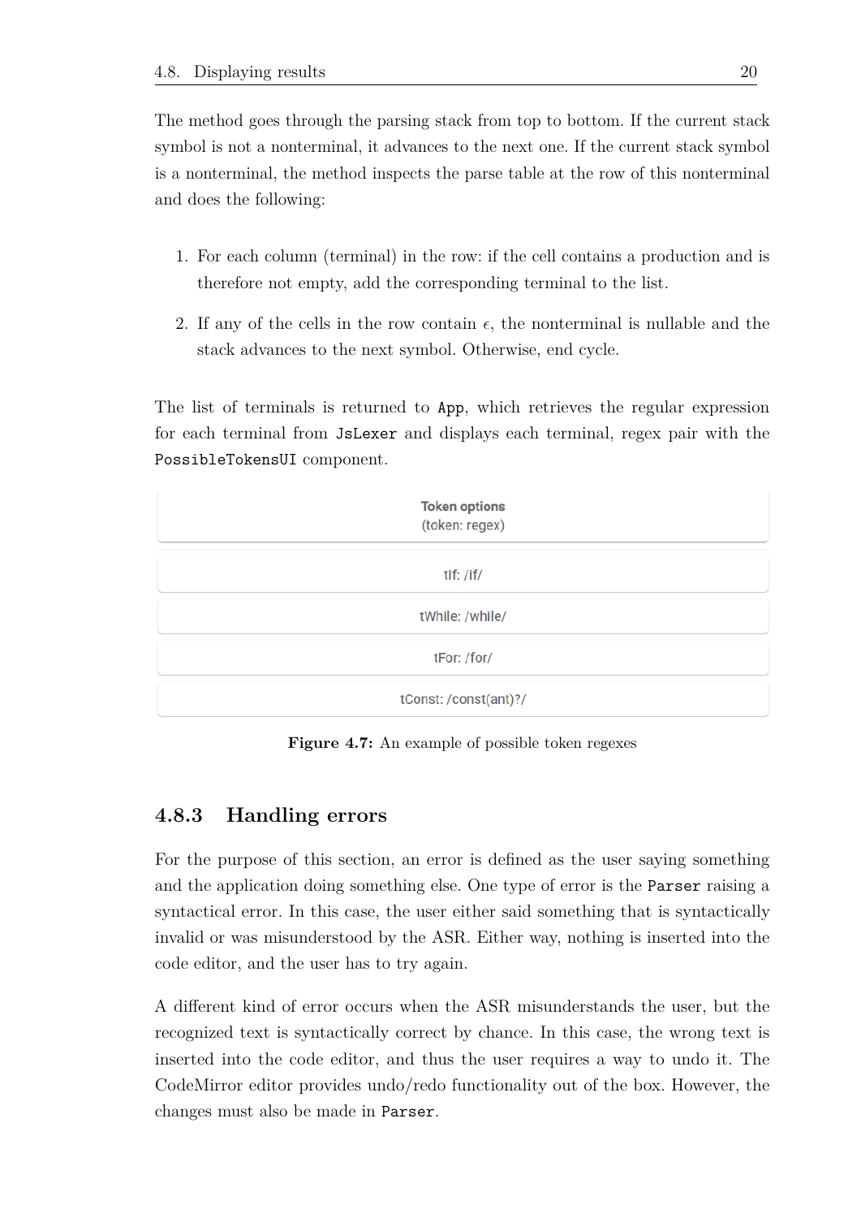The method goes through the parsing stack from top to bottom. If the current stack symbol is not a nonterminal, it advances to the next one. If the current stack symbol is a nonterminal, the method inspects the parse table at the row of this nonterminal and does the following:

1. For each column (terminal) in the row: if the cell contains a production and is therefore not empty, add the corresponding terminal to the list.
2. If any of the cells in the row contain $\epsilon$, the nonterminal is nullable and the stack advances to the next symbol. Otherwise, end cycle.

The list of terminals is returned to `App`, which retrieves the regular expression for each terminal from `JsLexer` and displays each terminal, regex pair with the `PossibleTokensUI` component.

| Token options<br>(token: regex) |
|---|
| tIf: /if/ |
| tWhile: /while/ |
| tFor: /for/ |
| tConst: /const(ant)?/ |

**Figure 4.7:** An example of possible token regexes

### 4.8.3 Handling errors

For the purpose of this section, an error is defined as the user saying something and the application doing something else. One type of error is the `Parser` raising a syntactical error. In this case, the user either said something that is syntactically invalid or was misunderstood by the ASR. Either way, nothing is inserted into the code editor, and the user has to try again.

A different kind of error occurs when the ASR misunderstands the user, but the recognized text is syntactically correct by chance. In this case, the wrong text is inserted into the code editor, and thus the user requires a way to undo it. The CodeMirror editor provides undo/redo functionality out of the box. However, the changes must also be made in `Parser`.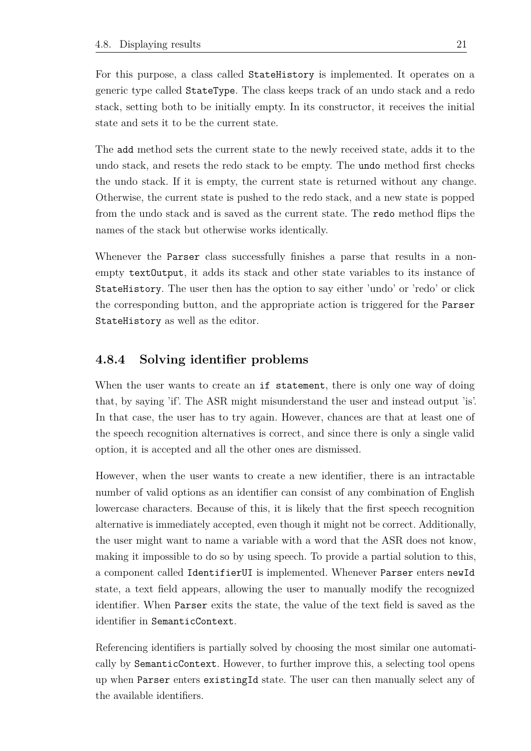For this purpose, a class called `StateHistory` is implemented. It operates on a generic type called `StateType`. The class keeps track of an undo stack and a redo stack, setting both to be initially empty. In its constructor, it receives the initial state and sets it to be the current state.

The `add` method sets the current state to the newly received state, adds it to the undo stack, and resets the redo stack to be empty. The `undo` method first checks the undo stack. If it is empty, the current state is returned without any change. Otherwise, the current state is pushed to the redo stack, and a new state is popped from the undo stack and is saved as the current state. The `redo` method flips the names of the stack but otherwise works identically.

Whenever the `Parser` class successfully finishes a parse that results in a non-empty `textOutput`, it adds its stack and other state variables to its instance of `StateHistory`. The user then has the option to say either 'undo' or 'redo' or click the corresponding button, and the appropriate action is triggered for the `Parser` `StateHistory` as well as the editor.

### 4.8.4 Solving identifier problems

When the user wants to create an `if statement`, there is only one way of doing that, by saying 'if'. The ASR might misunderstand the user and instead output 'is'. In that case, the user has to try again. However, chances are that at least one of the speech recognition alternatives is correct, and since there is only a single valid option, it is accepted and all the other ones are dismissed.

However, when the user wants to create a new identifier, there is an intractable number of valid options as an identifier can consist of any combination of English lowercase characters. Because of this, it is likely that the first speech recognition alternative is immediately accepted, even though it might not be correct. Additionally, the user might want to name a variable with a word that the ASR does not know, making it impossible to do so by using speech. To provide a partial solution to this, a component called `IdentifierUI` is implemented. Whenever `Parser` enters `newId` state, a text field appears, allowing the user to manually modify the recognized identifier. When `Parser` exits the state, the value of the text field is saved as the identifier in `SemanticContext`.

Referencing identifiers is partially solved by choosing the most similar one automatically by `SemanticContext`. However, to further improve this, a selecting tool opens up when `Parser` enters `existingId` state. The user can then manually select any of the available identifiers.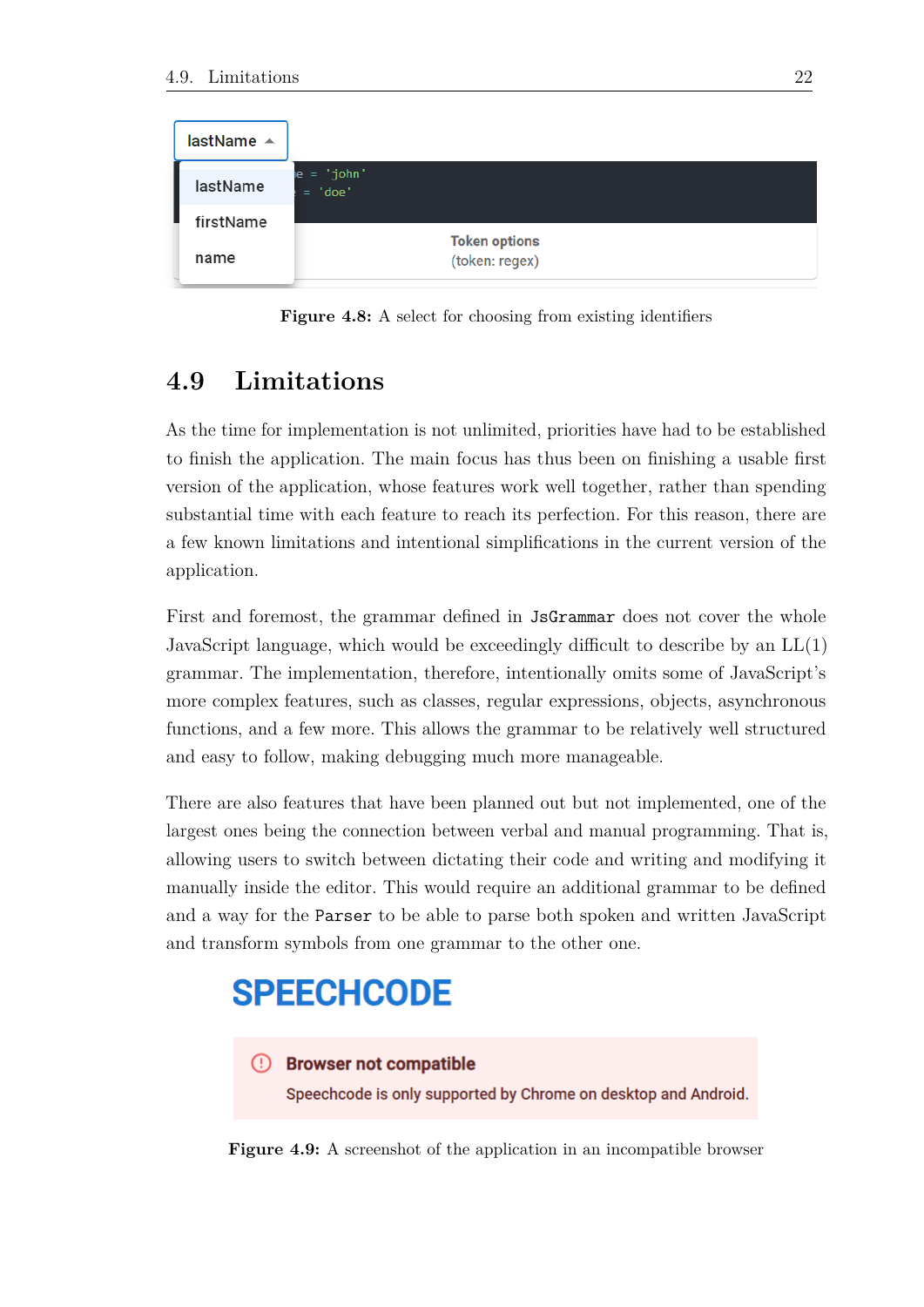Figure 4.8: A select for choosing from existing identifiers

## 4.9 Limitations

As the time for implementation is not unlimited, priorities have had to be established to finish the application. The main focus has thus been on finishing a usable first version of the application, whose features work well together, rather than spending substantial time with each feature to reach its perfection. For this reason, there are a few known limitations and intentional simplifications in the current version of the application.

First and foremost, the grammar defined in `JsGrammar` does not cover the whole JavaScript language, which would be exceedingly difficult to describe by an LL(1) grammar. The implementation, therefore, intentionally omits some of JavaScript's more complex features, such as classes, regular expressions, objects, asynchronous functions, and a few more. This allows the grammar to be relatively well structured and easy to follow, making debugging much more manageable.

There are also features that have been planned out but not implemented, one of the largest ones being the connection between verbal and manual programming. That is, allowing users to switch between dictating their code and writing and modifying it manually inside the editor. This would require an additional grammar to be defined and a way for the `Parser` to be able to parse both spoken and written JavaScript and transform symbols from one grammar to the other one.

Figure 4.9: A screenshot of the application in an incompatible browser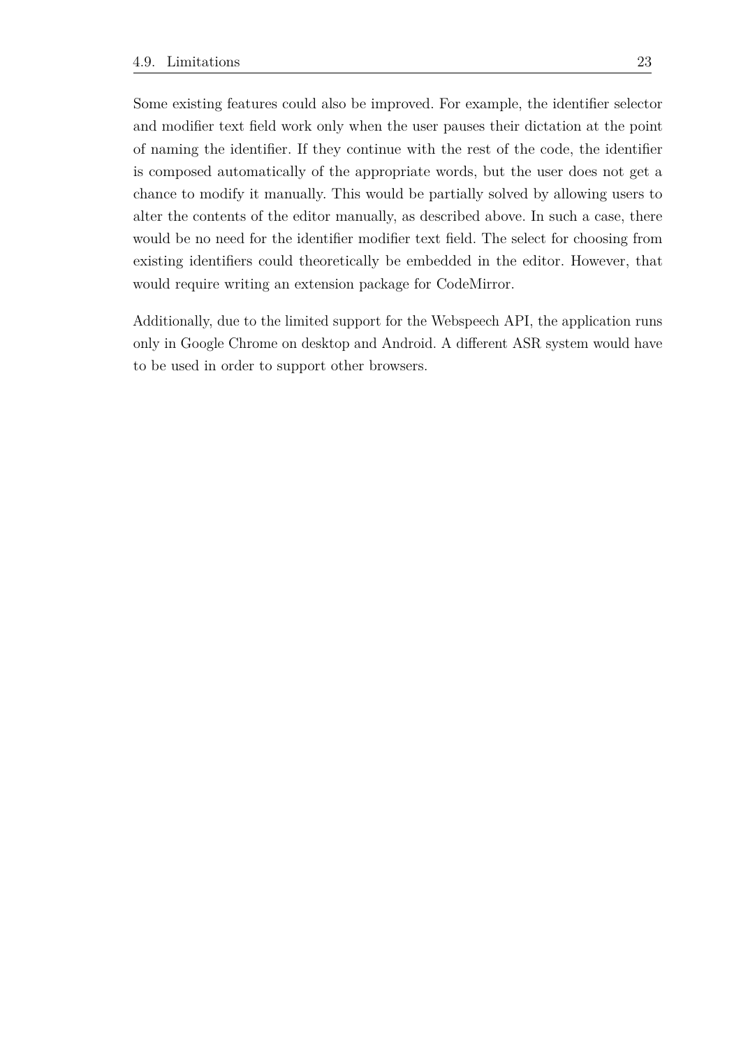Some existing features could also be improved. For example, the identifier selector and modifier text field work only when the user pauses their dictation at the point of naming the identifier. If they continue with the rest of the code, the identifier is composed automatically of the appropriate words, but the user does not get a chance to modify it manually. This would be partially solved by allowing users to alter the contents of the editor manually, as described above. In such a case, there would be no need for the identifier modifier text field. The select for choosing from existing identifiers could theoretically be embedded in the editor. However, that would require writing an extension package for CodeMirror.

Additionally, due to the limited support for the Webspeech API, the application runs only in Google Chrome on desktop and Android. A different ASR system would have to be used in order to support other browsers.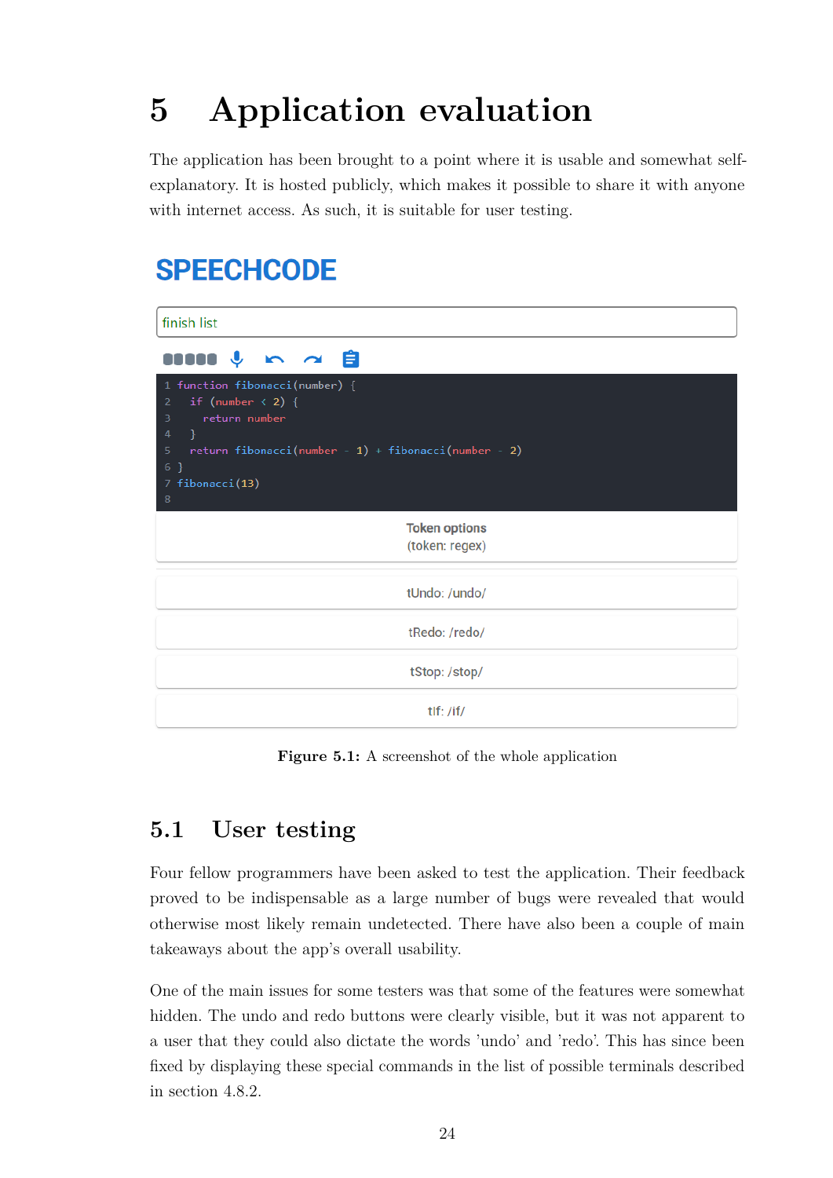# 5 Application evaluation

The application has been brought to a point where it is usable and somewhat self-explanatory. It is hosted publicly, which makes it possible to share it with anyone with internet access. As such, it is suitable for user testing.

SPEECHCODE

finish list

```
1 function fibonacci(number) {
2   if (number < 2) {
3     return number
4   }
5   return fibonacci(number - 1) + fibonacci(number - 2)
6 }
7 fibonacci(13)
8
```

Token options
(token: regex)

tUndo: /undo/

tRedo: /redo/

tStop: /stop/

tIf: /if/

**Figure 5.1:** A screenshot of the whole application

## 5.1 User testing

Four fellow programmers have been asked to test the application. Their feedback proved to be indispensable as a large number of bugs were revealed that would otherwise most likely remain undetected. There have also been a couple of main takeaways about the app's overall usability.

One of the main issues for some testers was that some of the features were somewhat hidden. The undo and redo buttons were clearly visible, but it was not apparent to a user that they could also dictate the words 'undo' and 'redo'. This has since been fixed by displaying these special commands in the list of possible terminals described in section 4.8.2.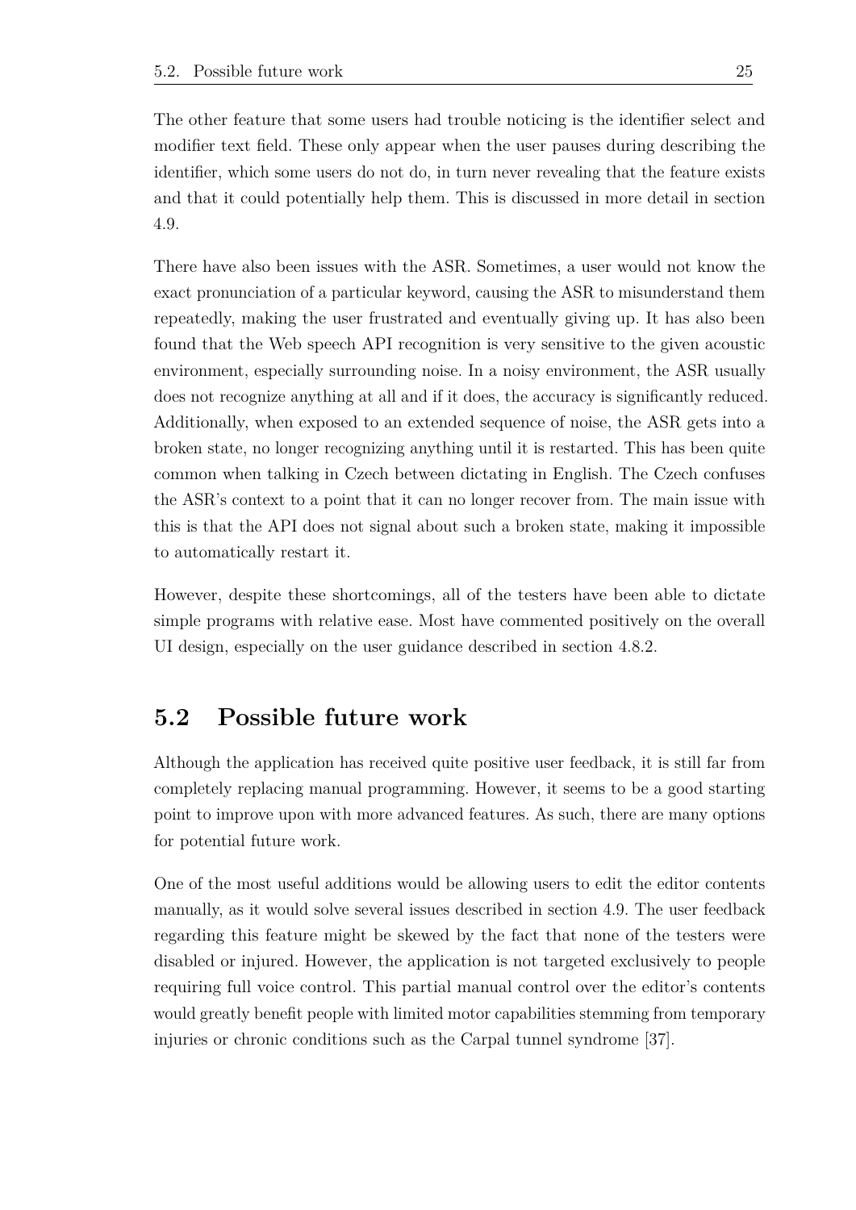The other feature that some users had trouble noticing is the identifier select and modifier text field. These only appear when the user pauses during describing the identifier, which some users do not do, in turn never revealing that the feature exists and that it could potentially help them. This is discussed in more detail in section 4.9.

There have also been issues with the ASR. Sometimes, a user would not know the exact pronunciation of a particular keyword, causing the ASR to misunderstand them repeatedly, making the user frustrated and eventually giving up. It has also been found that the Web speech API recognition is very sensitive to the given acoustic environment, especially surrounding noise. In a noisy environment, the ASR usually does not recognize anything at all and if it does, the accuracy is significantly reduced. Additionally, when exposed to an extended sequence of noise, the ASR gets into a broken state, no longer recognizing anything until it is restarted. This has been quite common when talking in Czech between dictating in English. The Czech confuses the ASR's context to a point that it can no longer recover from. The main issue with this is that the API does not signal about such a broken state, making it impossible to automatically restart it.

However, despite these shortcomings, all of the testers have been able to dictate simple programs with relative ease. Most have commented positively on the overall UI design, especially on the user guidance described in section 4.8.2.

## 5.2 Possible future work

Although the application has received quite positive user feedback, it is still far from completely replacing manual programming. However, it seems to be a good starting point to improve upon with more advanced features. As such, there are many options for potential future work.

One of the most useful additions would be allowing users to edit the editor contents manually, as it would solve several issues described in section 4.9. The user feedback regarding this feature might be skewed by the fact that none of the testers were disabled or injured. However, the application is not targeted exclusively to people requiring full voice control. This partial manual control over the editor's contents would greatly benefit people with limited motor capabilities stemming from temporary injuries or chronic conditions such as the Carpal tunnel syndrome [37].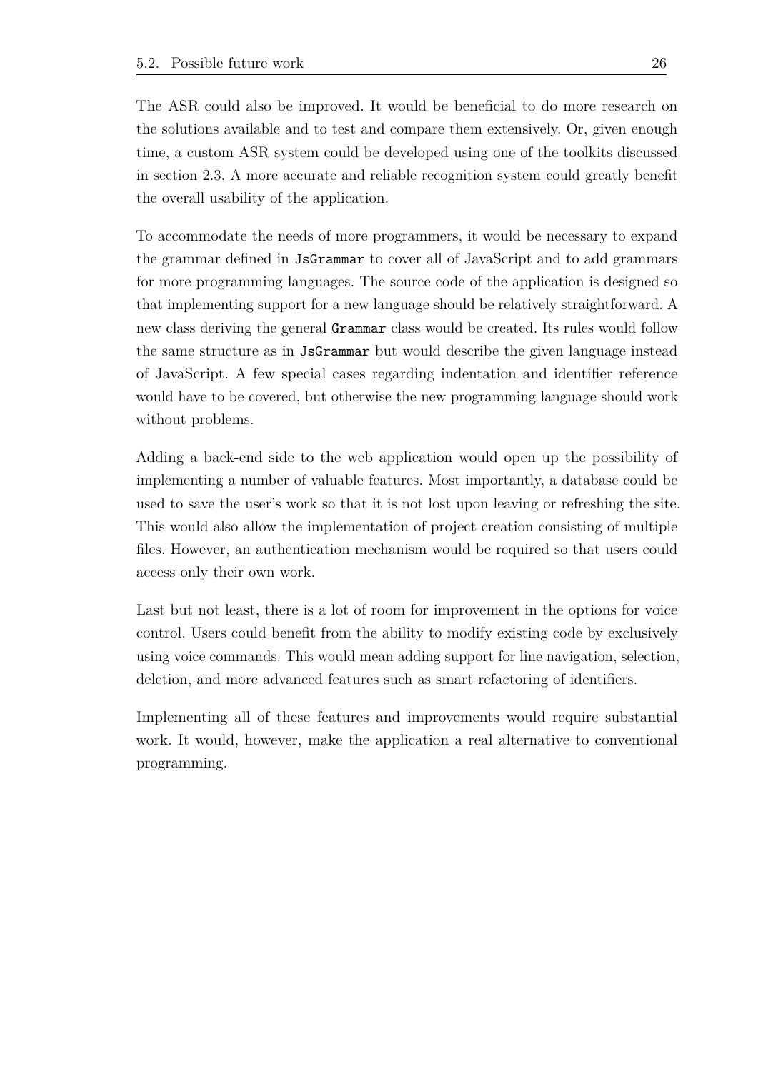The ASR could also be improved. It would be beneficial to do more research on the solutions available and to test and compare them extensively. Or, given enough time, a custom ASR system could be developed using one of the toolkits discussed in section 2.3. A more accurate and reliable recognition system could greatly benefit the overall usability of the application.

To accommodate the needs of more programmers, it would be necessary to expand the grammar defined in `JsGrammar` to cover all of JavaScript and to add grammars for more programming languages. The source code of the application is designed so that implementing support for a new language should be relatively straightforward. A new class deriving the general `Grammar` class would be created. Its rules would follow the same structure as in `JsGrammar` but would describe the given language instead of JavaScript. A few special cases regarding indentation and identifier reference would have to be covered, but otherwise the new programming language should work without problems.

Adding a back-end side to the web application would open up the possibility of implementing a number of valuable features. Most importantly, a database could be used to save the user's work so that it is not lost upon leaving or refreshing the site. This would also allow the implementation of project creation consisting of multiple files. However, an authentication mechanism would be required so that users could access only their own work.

Last but not least, there is a lot of room for improvement in the options for voice control. Users could benefit from the ability to modify existing code by exclusively using voice commands. This would mean adding support for line navigation, selection, deletion, and more advanced features such as smart refactoring of identifiers.

Implementing all of these features and improvements would require substantial work. It would, however, make the application a real alternative to conventional programming.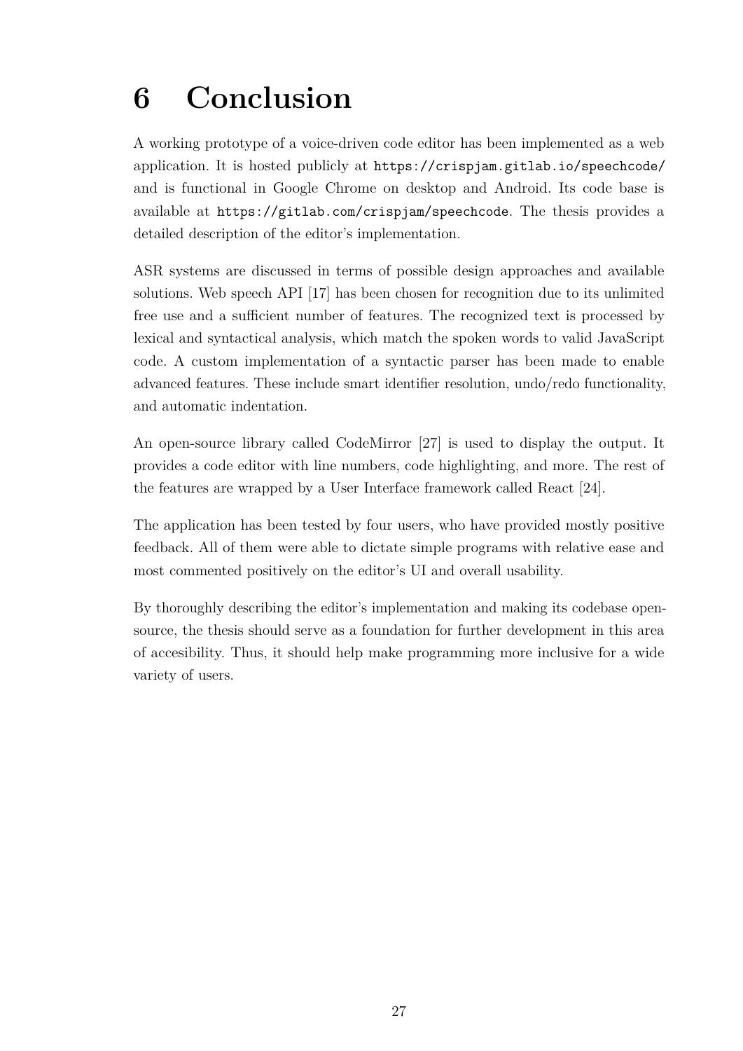# 6 Conclusion

A working prototype of a voice-driven code editor has been implemented as a web application. It is hosted publicly at `https://crispjam.gitlab.io/speechcode/` and is functional in Google Chrome on desktop and Android. Its code base is available at `https://gitlab.com/crispjam/speechcode`. The thesis provides a detailed description of the editor's implementation.

ASR systems are discussed in terms of possible design approaches and available solutions. Web speech API [17] has been chosen for recognition due to its unlimited free use and a sufficient number of features. The recognized text is processed by lexical and syntactical analysis, which match the spoken words to valid JavaScript code. A custom implementation of a syntactic parser has been made to enable advanced features. These include smart identifier resolution, undo/redo functionality, and automatic indentation.

An open-source library called CodeMirror [27] is used to display the output. It provides a code editor with line numbers, code highlighting, and more. The rest of the features are wrapped by a User Interface framework called React [24].

The application has been tested by four users, who have provided mostly positive feedback. All of them were able to dictate simple programs with relative ease and most commented positively on the editor's UI and overall usability.

By thoroughly describing the editor's implementation and making its codebase open-source, the thesis should serve as a foundation for further development in this area of accesibility. Thus, it should help make programming more inclusive for a wide variety of users.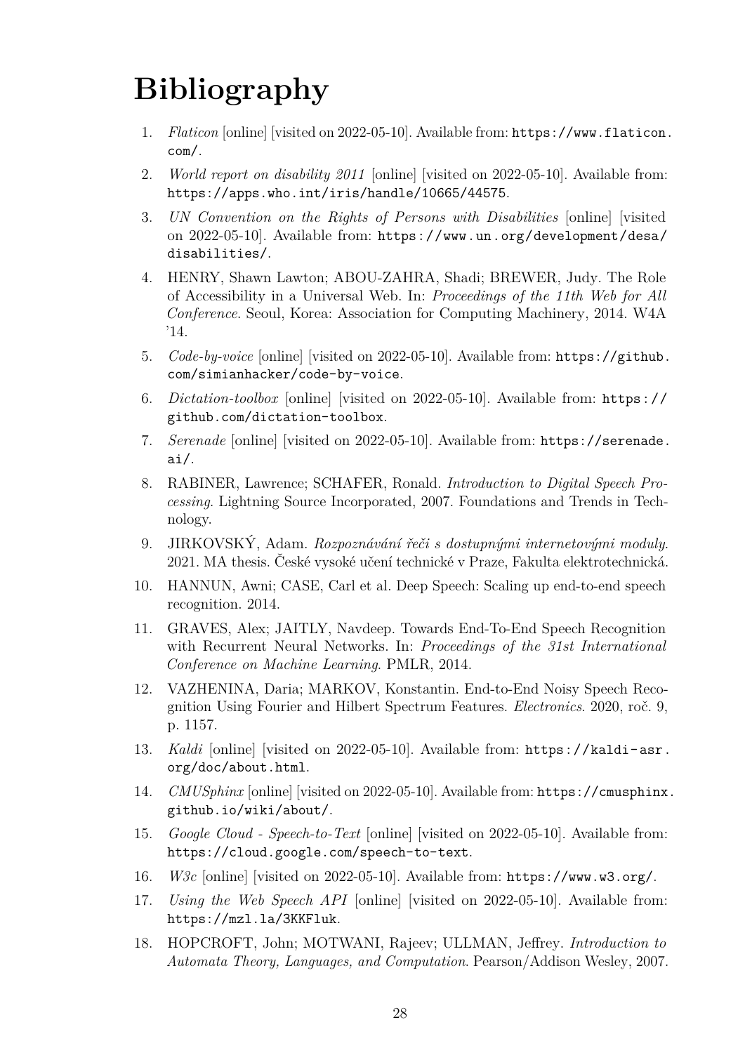# Bibliography

1. *Flaticon* [online] [visited on 2022-05-10]. Available from: https://www.flaticon.com/.
2. *World report on disability 2011* [online] [visited on 2022-05-10]. Available from: https://apps.who.int/iris/handle/10665/44575.
3. *UN Convention on the Rights of Persons with Disabilities* [online] [visited on 2022-05-10]. Available from: https://www.un.org/development/desa/disabilities/.
4. HENRY, Shawn Lawton; ABOU-ZAHRA, Shadi; BREWER, Judy. The Role of Accessibility in a Universal Web. In: *Proceedings of the 11th Web for All Conference*. Seoul, Korea: Association for Computing Machinery, 2014. W4A '14.
5. *Code-by-voice* [online] [visited on 2022-05-10]. Available from: https://github.com/simianhacker/code-by-voice.
6. *Dictation-toolbox* [online] [visited on 2022-05-10]. Available from: https://github.com/dictation-toolbox.
7. *Serenade* [online] [visited on 2022-05-10]. Available from: https://serenade.ai/.
8. RABINER, Lawrence; SCHAFER, Ronald. *Introduction to Digital Speech Processing*. Lightning Source Incorporated, 2007. Foundations and Trends in Technology.
9. JIRKOVSKÝ, Adam. *Rozpoznávání řeči s dostupnými internetovými moduly*. 2021. MA thesis. České vysoké učení technické v Praze, Fakulta elektrotechnická.
10. HANNUN, Awni; CASE, Carl et al. Deep Speech: Scaling up end-to-end speech recognition. 2014.
11. GRAVES, Alex; JAITLY, Navdeep. Towards End-To-End Speech Recognition with Recurrent Neural Networks. In: *Proceedings of the 31st International Conference on Machine Learning*. PMLR, 2014.
12. VAZHENINA, Daria; MARKOV, Konstantin. End-to-End Noisy Speech Recognition Using Fourier and Hilbert Spectrum Features. *Electronics*. 2020, roč. 9, p. 1157.
13. *Kaldi* [online] [visited on 2022-05-10]. Available from: https://kaldi-asr.org/doc/about.html.
14. *CMUSphinx* [online] [visited on 2022-05-10]. Available from: https://cmusphinx.github.io/wiki/about/.
15. *Google Cloud - Speech-to-Text* [online] [visited on 2022-05-10]. Available from: https://cloud.google.com/speech-to-text.
16. *W3c* [online] [visited on 2022-05-10]. Available from: https://www.w3.org/.
17. *Using the Web Speech API* [online] [visited on 2022-05-10]. Available from: https://mzl.la/3KKFluk.
18. HOPCROFT, John; MOTWANI, Rajeev; ULLMAN, Jeffrey. *Introduction to Automata Theory, Languages, and Computation*. Pearson/Addison Wesley, 2007.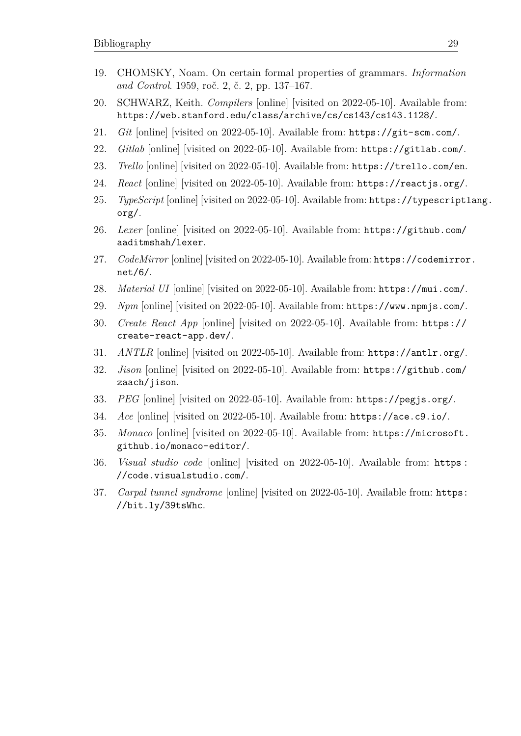19. CHOMSKY, Noam. On certain formal properties of grammars. *Information and Control*. 1959, roč. 2, č. 2, pp. 137–167.
20. SCHWARZ, Keith. *Compilers* [online] [visited on 2022-05-10]. Available from: `https://web.stanford.edu/class/archive/cs/cs143/cs143.1128/`.
21. *Git* [online] [visited on 2022-05-10]. Available from: `https://git-scm.com/`.
22. *Gitlab* [online] [visited on 2022-05-10]. Available from: `https://gitlab.com/`.
23. *Trello* [online] [visited on 2022-05-10]. Available from: `https://trello.com/en`.
24. *React* [online] [visited on 2022-05-10]. Available from: `https://reactjs.org/`.
25. *TypeScript* [online] [visited on 2022-05-10]. Available from: `https://typescriptlang.org/`.
26. *Lexer* [online] [visited on 2022-05-10]. Available from: `https://github.com/aaditmshah/lexer`.
27. *CodeMirror* [online] [visited on 2022-05-10]. Available from: `https://codemirror.net/6/`.
28. *Material UI* [online] [visited on 2022-05-10]. Available from: `https://mui.com/`.
29. *Npm* [online] [visited on 2022-05-10]. Available from: `https://www.npmjs.com/`.
30. *Create React App* [online] [visited on 2022-05-10]. Available from: `https://create-react-app.dev/`.
31. *ANTLR* [online] [visited on 2022-05-10]. Available from: `https://antlr.org/`.
32. *Jison* [online] [visited on 2022-05-10]. Available from: `https://github.com/zaach/jison`.
33. *PEG* [online] [visited on 2022-05-10]. Available from: `https://pegjs.org/`.
34. *Ace* [online] [visited on 2022-05-10]. Available from: `https://ace.c9.io/`.
35. *Monaco* [online] [visited on 2022-05-10]. Available from: `https://microsoft.github.io/monaco-editor/`.
36. *Visual studio code* [online] [visited on 2022-05-10]. Available from: `https://code.visualstudio.com/`.
37. *Carpal tunnel syndrome* [online] [visited on 2022-05-10]. Available from: `https://bit.ly/39tsWhc`.